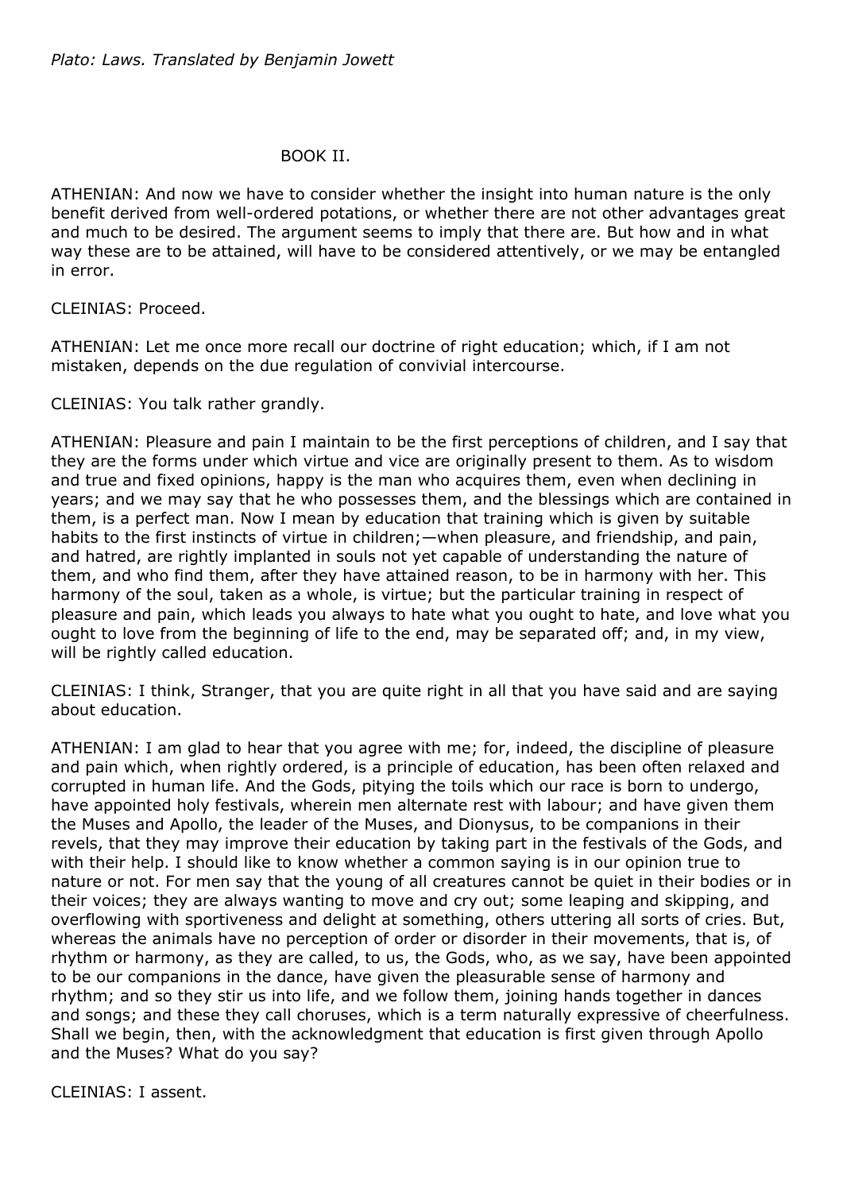*Plato: Laws. Translated by Benjamin Jowett*

## BOOK II.

ATHENIAN: And now we have to consider whether the insight into human nature is the only benefit derived from well-ordered potations, or whether there are not other advantages great and much to be desired. The argument seems to imply that there are. But how and in what way these are to be attained, will have to be considered attentively, or we may be entangled in error.

CLEINIAS: Proceed.

ATHENIAN: Let me once more recall our doctrine of right education; which, if I am not mistaken, depends on the due regulation of convivial intercourse.

CLEINIAS: You talk rather grandly.

ATHENIAN: Pleasure and pain I maintain to be the first perceptions of children, and I say that they are the forms under which virtue and vice are originally present to them. As to wisdom and true and fixed opinions, happy is the man who acquires them, even when declining in years; and we may say that he who possesses them, and the blessings which are contained in them, is a perfect man. Now I mean by education that training which is given by suitable habits to the first instincts of virtue in children;—when pleasure, and friendship, and pain, and hatred, are rightly implanted in souls not yet capable of understanding the nature of them, and who find them, after they have attained reason, to be in harmony with her. This harmony of the soul, taken as a whole, is virtue; but the particular training in respect of pleasure and pain, which leads you always to hate what you ought to hate, and love what you ought to love from the beginning of life to the end, may be separated off; and, in my view, will be rightly called education.

CLEINIAS: I think, Stranger, that you are quite right in all that you have said and are saying about education.

ATHENIAN: I am glad to hear that you agree with me; for, indeed, the discipline of pleasure and pain which, when rightly ordered, is a principle of education, has been often relaxed and corrupted in human life. And the Gods, pitying the toils which our race is born to undergo, have appointed holy festivals, wherein men alternate rest with labour; and have given them the Muses and Apollo, the leader of the Muses, and Dionysus, to be companions in their revels, that they may improve their education by taking part in the festivals of the Gods, and with their help. I should like to know whether a common saying is in our opinion true to nature or not. For men say that the young of all creatures cannot be quiet in their bodies or in their voices; they are always wanting to move and cry out; some leaping and skipping, and overflowing with sportiveness and delight at something, others uttering all sorts of cries. But, whereas the animals have no perception of order or disorder in their movements, that is, of rhythm or harmony, as they are called, to us, the Gods, who, as we say, have been appointed to be our companions in the dance, have given the pleasurable sense of harmony and rhythm; and so they stir us into life, and we follow them, joining hands together in dances and songs; and these they call choruses, which is a term naturally expressive of cheerfulness. Shall we begin, then, with the acknowledgment that education is first given through Apollo and the Muses? What do you say?

CLEINIAS: I assent.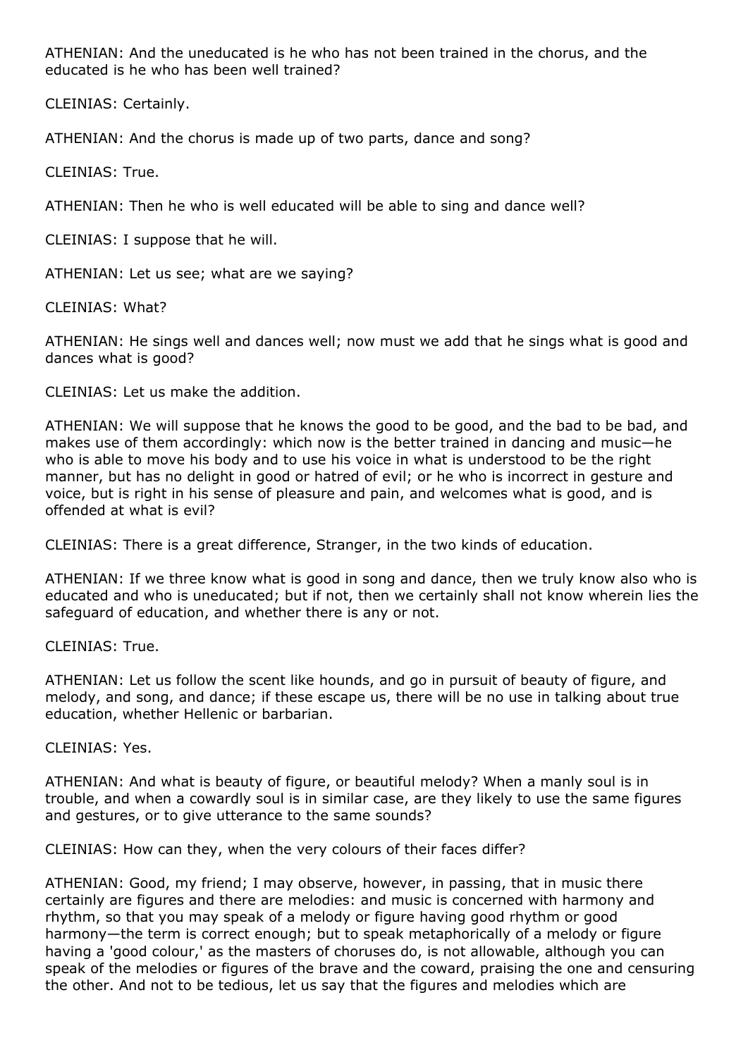ATHENIAN: And the uneducated is he who has not been trained in the chorus, and the educated is he who has been well trained?

CLEINIAS: Certainly.

ATHENIAN: And the chorus is made up of two parts, dance and song?

CLEINIAS: True.

ATHENIAN: Then he who is well educated will be able to sing and dance well?

CLEINIAS: I suppose that he will.

ATHENIAN: Let us see; what are we saying?

CLEINIAS: What?

ATHENIAN: He sings well and dances well; now must we add that he sings what is good and dances what is good?

CLEINIAS: Let us make the addition.

ATHENIAN: We will suppose that he knows the good to be good, and the bad to be bad, and makes use of them accordingly: which now is the better trained in dancing and music—he who is able to move his body and to use his voice in what is understood to be the right manner, but has no delight in good or hatred of evil; or he who is incorrect in gesture and voice, but is right in his sense of pleasure and pain, and welcomes what is good, and is offended at what is evil?

CLEINIAS: There is a great difference, Stranger, in the two kinds of education.

ATHENIAN: If we three know what is good in song and dance, then we truly know also who is educated and who is uneducated; but if not, then we certainly shall not know wherein lies the safeguard of education, and whether there is any or not.

CLEINIAS: True.

ATHENIAN: Let us follow the scent like hounds, and go in pursuit of beauty of figure, and melody, and song, and dance; if these escape us, there will be no use in talking about true education, whether Hellenic or barbarian.

CLEINIAS: Yes.

ATHENIAN: And what is beauty of figure, or beautiful melody? When a manly soul is in trouble, and when a cowardly soul is in similar case, are they likely to use the same figures and gestures, or to give utterance to the same sounds?

CLEINIAS: How can they, when the very colours of their faces differ?

ATHENIAN: Good, my friend; I may observe, however, in passing, that in music there certainly are figures and there are melodies: and music is concerned with harmony and rhythm, so that you may speak of a melody or figure having good rhythm or good harmony—the term is correct enough; but to speak metaphorically of a melody or figure having a 'good colour,' as the masters of choruses do, is not allowable, although you can speak of the melodies or figures of the brave and the coward, praising the one and censuring the other. And not to be tedious, let us say that the figures and melodies which are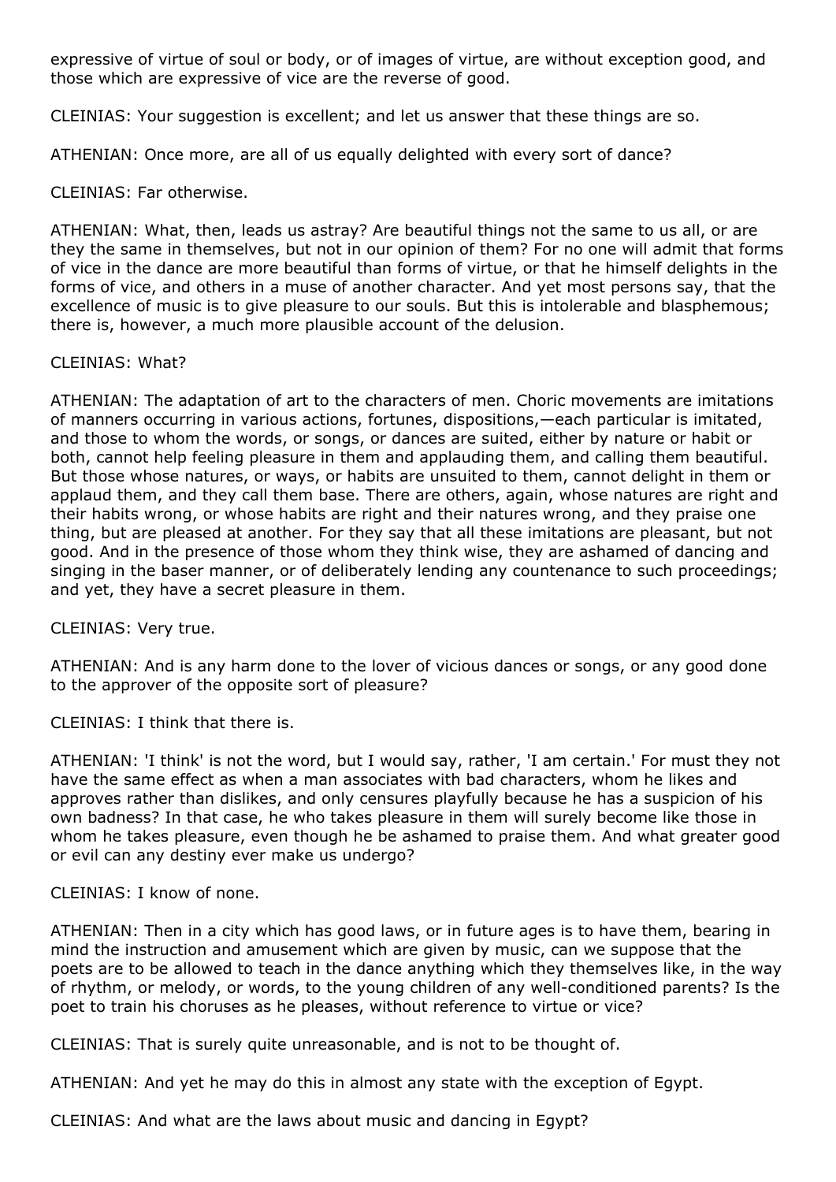expressive of virtue of soul or body, or of images of virtue, are without exception good, and those which are expressive of vice are the reverse of good.

CLEINIAS: Your suggestion is excellent; and let us answer that these things are so.

ATHENIAN: Once more, are all of us equally delighted with every sort of dance?

CLEINIAS: Far otherwise.

ATHENIAN: What, then, leads us astray? Are beautiful things not the same to us all, or are they the same in themselves, but not in our opinion of them? For no one will admit that forms of vice in the dance are more beautiful than forms of virtue, or that he himself delights in the forms of vice, and others in a muse of another character. And yet most persons say, that the excellence of music is to give pleasure to our souls. But this is intolerable and blasphemous; there is, however, a much more plausible account of the delusion.

CLEINIAS: What?

ATHENIAN: The adaptation of art to the characters of men. Choric movements are imitations of manners occurring in various actions, fortunes, dispositions,—each particular is imitated, and those to whom the words, or songs, or dances are suited, either by nature or habit or both, cannot help feeling pleasure in them and applauding them, and calling them beautiful. But those whose natures, or ways, or habits are unsuited to them, cannot delight in them or applaud them, and they call them base. There are others, again, whose natures are right and their habits wrong, or whose habits are right and their natures wrong, and they praise one thing, but are pleased at another. For they say that all these imitations are pleasant, but not good. And in the presence of those whom they think wise, they are ashamed of dancing and singing in the baser manner, or of deliberately lending any countenance to such proceedings; and yet, they have a secret pleasure in them.

CLEINIAS: Very true.

ATHENIAN: And is any harm done to the lover of vicious dances or songs, or any good done to the approver of the opposite sort of pleasure?

CLEINIAS: I think that there is.

ATHENIAN: 'I think' is not the word, but I would say, rather, 'I am certain.' For must they not have the same effect as when a man associates with bad characters, whom he likes and approves rather than dislikes, and only censures playfully because he has a suspicion of his own badness? In that case, he who takes pleasure in them will surely become like those in whom he takes pleasure, even though he be ashamed to praise them. And what greater good or evil can any destiny ever make us undergo?

CLEINIAS: I know of none.

ATHENIAN: Then in a city which has good laws, or in future ages is to have them, bearing in mind the instruction and amusement which are given by music, can we suppose that the poets are to be allowed to teach in the dance anything which they themselves like, in the way of rhythm, or melody, or words, to the young children of any well-conditioned parents? Is the poet to train his choruses as he pleases, without reference to virtue or vice?

CLEINIAS: That is surely quite unreasonable, and is not to be thought of.

ATHENIAN: And yet he may do this in almost any state with the exception of Egypt.

CLEINIAS: And what are the laws about music and dancing in Egypt?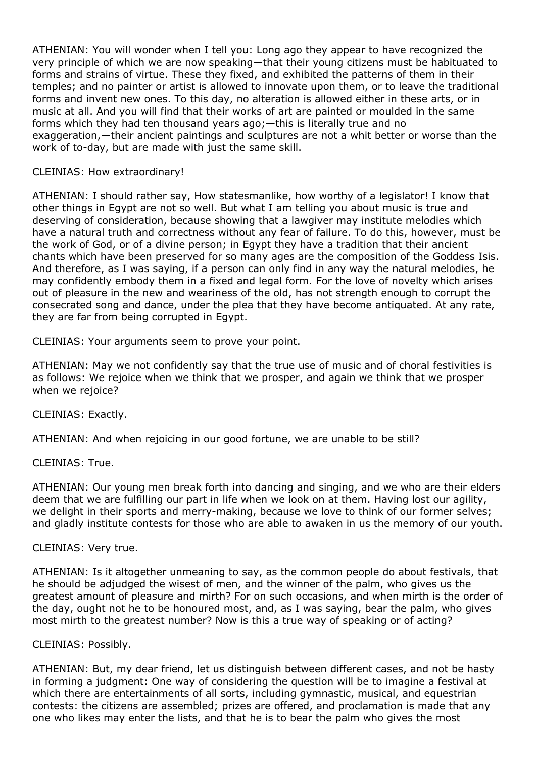ATHENIAN: You will wonder when I tell you: Long ago they appear to have recognized the very principle of which we are now speaking—that their young citizens must be habituated to forms and strains of virtue. These they fixed, and exhibited the patterns of them in their temples; and no painter or artist is allowed to innovate upon them, or to leave the traditional forms and invent new ones. To this day, no alteration is allowed either in these arts, or in music at all. And you will find that their works of art are painted or moulded in the same forms which they had ten thousand years ago;—this is literally true and no exaggeration,—their ancient paintings and sculptures are not a whit better or worse than the work of to-day, but are made with just the same skill.

CLEINIAS: How extraordinary!

ATHENIAN: I should rather say, How statesmanlike, how worthy of a legislator! I know that other things in Egypt are not so well. But what I am telling you about music is true and deserving of consideration, because showing that a lawgiver may institute melodies which have a natural truth and correctness without any fear of failure. To do this, however, must be the work of God, or of a divine person; in Egypt they have a tradition that their ancient chants which have been preserved for so many ages are the composition of the Goddess Isis. And therefore, as I was saying, if a person can only find in any way the natural melodies, he may confidently embody them in a fixed and legal form. For the love of novelty which arises out of pleasure in the new and weariness of the old, has not strength enough to corrupt the consecrated song and dance, under the plea that they have become antiquated. At any rate, they are far from being corrupted in Egypt.

CLEINIAS: Your arguments seem to prove your point.

ATHENIAN: May we not confidently say that the true use of music and of choral festivities is as follows: We rejoice when we think that we prosper, and again we think that we prosper when we rejoice?

CLEINIAS: Exactly.

ATHENIAN: And when rejoicing in our good fortune, we are unable to be still?

CLEINIAS: True.

ATHENIAN: Our young men break forth into dancing and singing, and we who are their elders deem that we are fulfilling our part in life when we look on at them. Having lost our agility, we delight in their sports and merry-making, because we love to think of our former selves; and gladly institute contests for those who are able to awaken in us the memory of our youth.

CLEINIAS: Very true.

ATHENIAN: Is it altogether unmeaning to say, as the common people do about festivals, that he should be adjudged the wisest of men, and the winner of the palm, who gives us the greatest amount of pleasure and mirth? For on such occasions, and when mirth is the order of the day, ought not he to be honoured most, and, as I was saying, bear the palm, who gives most mirth to the greatest number? Now is this a true way of speaking or of acting?

CLEINIAS: Possibly.

ATHENIAN: But, my dear friend, let us distinguish between different cases, and not be hasty in forming a judgment: One way of considering the question will be to imagine a festival at which there are entertainments of all sorts, including gymnastic, musical, and equestrian contests: the citizens are assembled; prizes are offered, and proclamation is made that any one who likes may enter the lists, and that he is to bear the palm who gives the most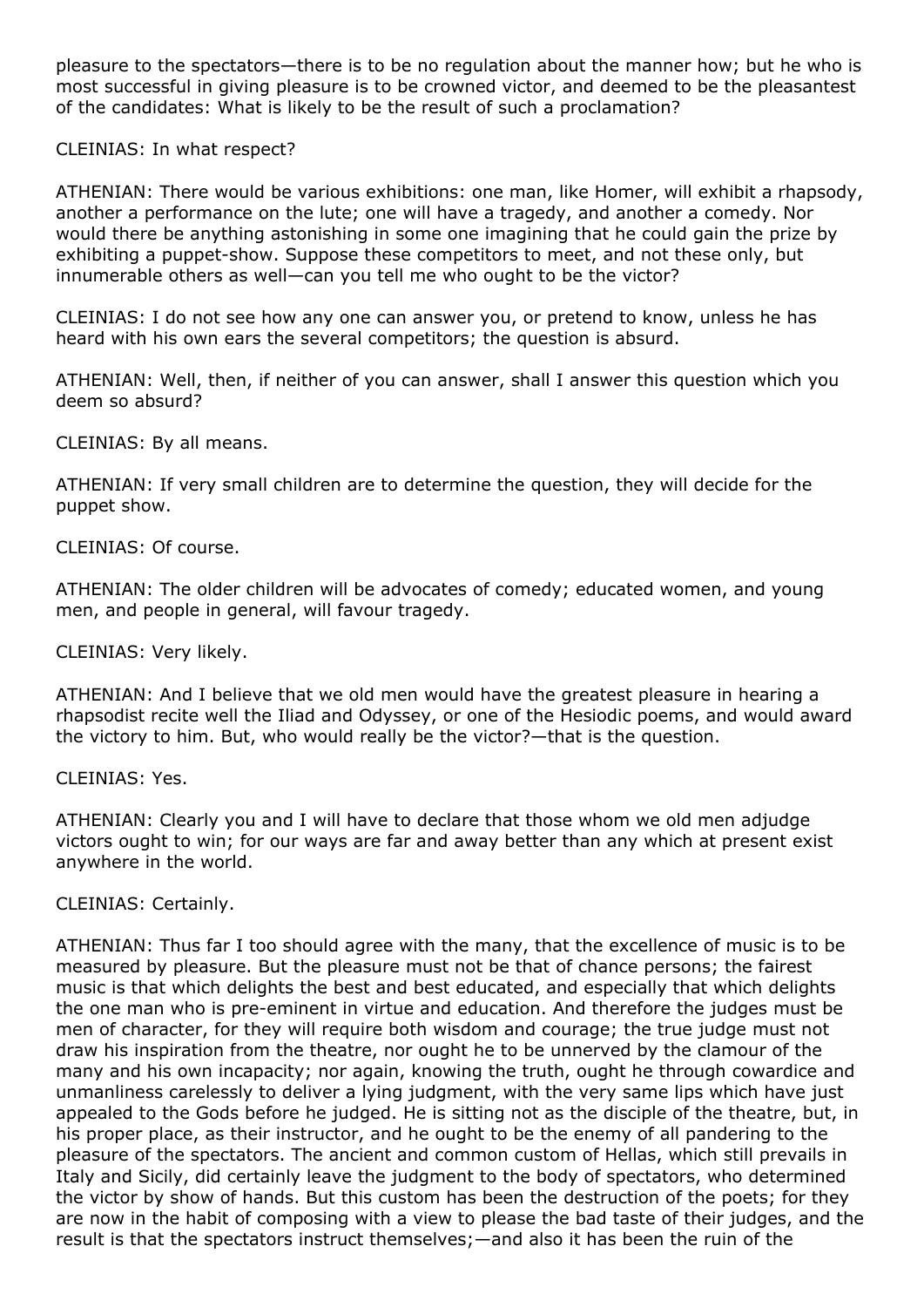pleasure to the spectators—there is to be no regulation about the manner how; but he who is most successful in giving pleasure is to be crowned victor, and deemed to be the pleasantest of the candidates: What is likely to be the result of such a proclamation?

CLEINIAS: In what respect?

ATHENIAN: There would be various exhibitions: one man, like Homer, will exhibit a rhapsody, another a performance on the lute; one will have a tragedy, and another a comedy. Nor would there be anything astonishing in some one imagining that he could gain the prize by exhibiting a puppet-show. Suppose these competitors to meet, and not these only, but innumerable others as well—can you tell me who ought to be the victor?

CLEINIAS: I do not see how any one can answer you, or pretend to know, unless he has heard with his own ears the several competitors; the question is absurd.

ATHENIAN: Well, then, if neither of you can answer, shall I answer this question which you deem so absurd?

CLEINIAS: By all means.

ATHENIAN: If very small children are to determine the question, they will decide for the puppet show.

CLEINIAS: Of course.

ATHENIAN: The older children will be advocates of comedy; educated women, and young men, and people in general, will favour tragedy.

CLEINIAS: Very likely.

ATHENIAN: And I believe that we old men would have the greatest pleasure in hearing a rhapsodist recite well the Iliad and Odyssey, or one of the Hesiodic poems, and would award the victory to him. But, who would really be the victor?—that is the question.

CLEINIAS: Yes.

ATHENIAN: Clearly you and I will have to declare that those whom we old men adjudge victors ought to win; for our ways are far and away better than any which at present exist anywhere in the world.

CLEINIAS: Certainly.

ATHENIAN: Thus far I too should agree with the many, that the excellence of music is to be measured by pleasure. But the pleasure must not be that of chance persons; the fairest music is that which delights the best and best educated, and especially that which delights the one man who is pre-eminent in virtue and education. And therefore the judges must be men of character, for they will require both wisdom and courage; the true judge must not draw his inspiration from the theatre, nor ought he to be unnerved by the clamour of the many and his own incapacity; nor again, knowing the truth, ought he through cowardice and unmanliness carelessly to deliver a lying judgment, with the very same lips which have just appealed to the Gods before he judged. He is sitting not as the disciple of the theatre, but, in his proper place, as their instructor, and he ought to be the enemy of all pandering to the pleasure of the spectators. The ancient and common custom of Hellas, which still prevails in Italy and Sicily, did certainly leave the judgment to the body of spectators, who determined the victor by show of hands. But this custom has been the destruction of the poets; for they are now in the habit of composing with a view to please the bad taste of their judges, and the result is that the spectators instruct themselves;—and also it has been the ruin of the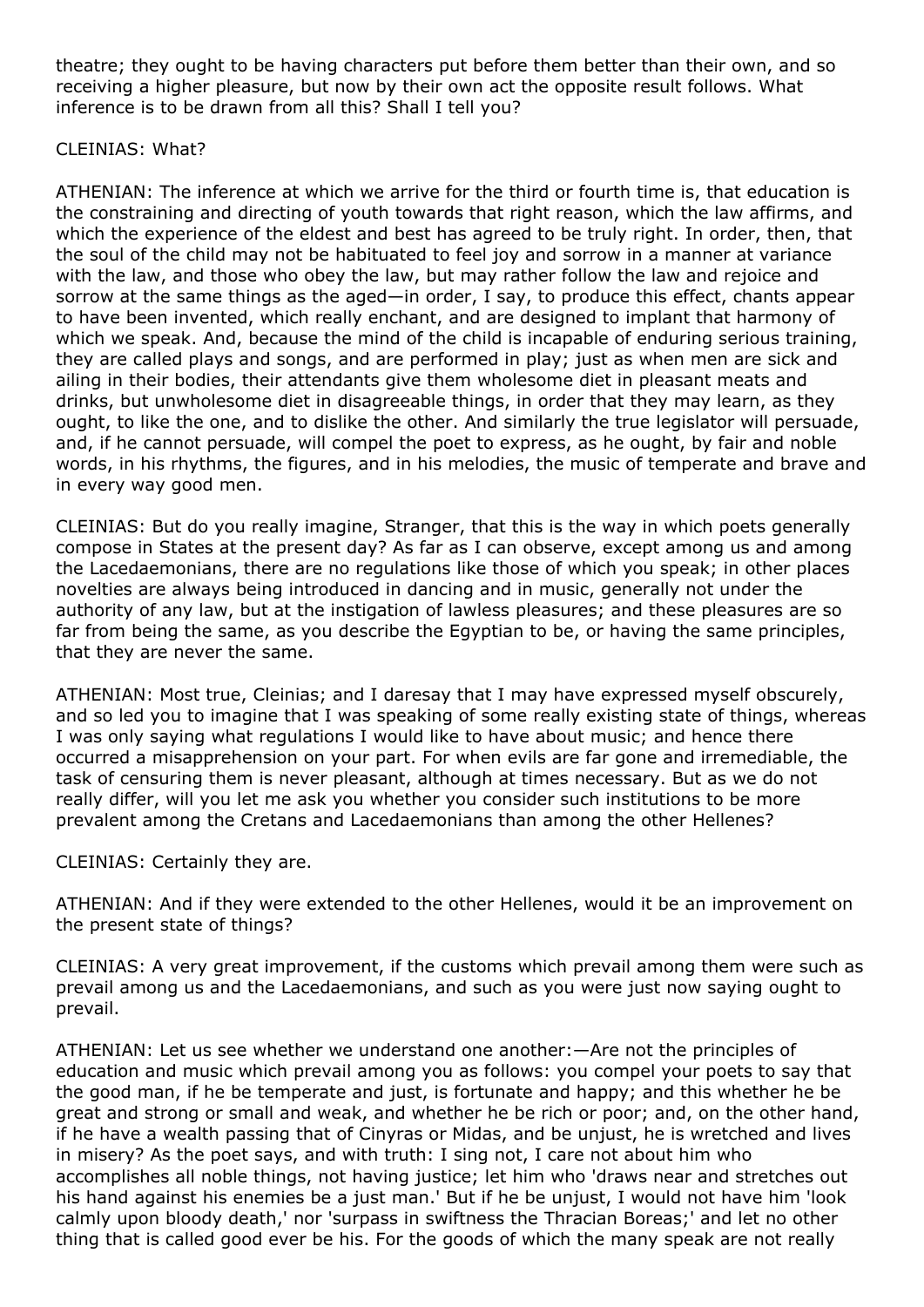theatre; they ought to be having characters put before them better than their own, and so receiving a higher pleasure, but now by their own act the opposite result follows. What inference is to be drawn from all this? Shall I tell you?

CLEINIAS: What?

ATHENIAN: The inference at which we arrive for the third or fourth time is, that education is the constraining and directing of youth towards that right reason, which the law affirms, and which the experience of the eldest and best has agreed to be truly right. In order, then, that the soul of the child may not be habituated to feel joy and sorrow in a manner at variance with the law, and those who obey the law, but may rather follow the law and rejoice and sorrow at the same things as the aged—in order, I say, to produce this effect, chants appear to have been invented, which really enchant, and are designed to implant that harmony of which we speak. And, because the mind of the child is incapable of enduring serious training, they are called plays and songs, and are performed in play; just as when men are sick and ailing in their bodies, their attendants give them wholesome diet in pleasant meats and drinks, but unwholesome diet in disagreeable things, in order that they may learn, as they ought, to like the one, and to dislike the other. And similarly the true legislator will persuade, and, if he cannot persuade, will compel the poet to express, as he ought, by fair and noble words, in his rhythms, the figures, and in his melodies, the music of temperate and brave and in every way good men.

CLEINIAS: But do you really imagine, Stranger, that this is the way in which poets generally compose in States at the present day? As far as I can observe, except among us and among the Lacedaemonians, there are no regulations like those of which you speak; in other places novelties are always being introduced in dancing and in music, generally not under the authority of any law, but at the instigation of lawless pleasures; and these pleasures are so far from being the same, as you describe the Egyptian to be, or having the same principles, that they are never the same.

ATHENIAN: Most true, Cleinias; and I daresay that I may have expressed myself obscurely, and so led you to imagine that I was speaking of some really existing state of things, whereas I was only saying what regulations I would like to have about music; and hence there occurred a misapprehension on your part. For when evils are far gone and irremediable, the task of censuring them is never pleasant, although at times necessary. But as we do not really differ, will you let me ask you whether you consider such institutions to be more prevalent among the Cretans and Lacedaemonians than among the other Hellenes?

CLEINIAS: Certainly they are.

ATHENIAN: And if they were extended to the other Hellenes, would it be an improvement on the present state of things?

CLEINIAS: A very great improvement, if the customs which prevail among them were such as prevail among us and the Lacedaemonians, and such as you were just now saying ought to prevail.

ATHENIAN: Let us see whether we understand one another:—Are not the principles of education and music which prevail among you as follows: you compel your poets to say that the good man, if he be temperate and just, is fortunate and happy; and this whether he be great and strong or small and weak, and whether he be rich or poor; and, on the other hand, if he have a wealth passing that of Cinyras or Midas, and be unjust, he is wretched and lives in misery? As the poet says, and with truth: I sing not, I care not about him who accomplishes all noble things, not having justice; let him who 'draws near and stretches out his hand against his enemies be a just man.' But if he be unjust, I would not have him 'look calmly upon bloody death,' nor 'surpass in swiftness the Thracian Boreas;' and let no other thing that is called good ever be his. For the goods of which the many speak are not really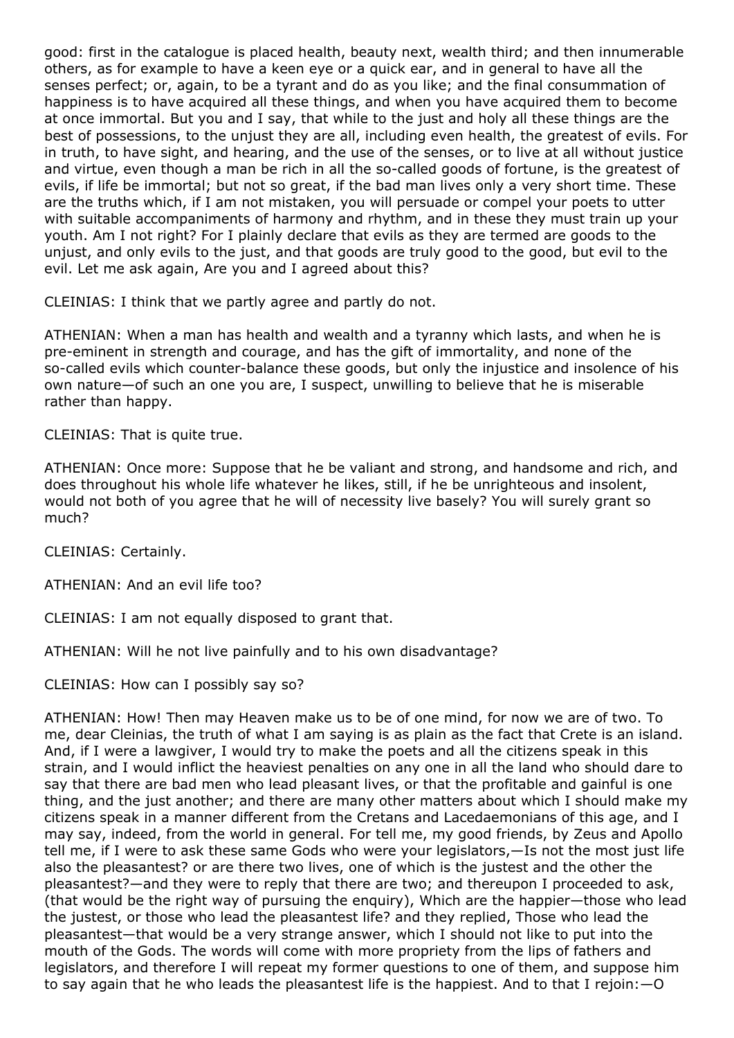good: first in the catalogue is placed health, beauty next, wealth third; and then innumerable others, as for example to have a keen eye or a quick ear, and in general to have all the senses perfect; or, again, to be a tyrant and do as you like; and the final consummation of happiness is to have acquired all these things, and when you have acquired them to become at once immortal. But you and I say, that while to the just and holy all these things are the best of possessions, to the unjust they are all, including even health, the greatest of evils. For in truth, to have sight, and hearing, and the use of the senses, or to live at all without justice and virtue, even though a man be rich in all the so-called goods of fortune, is the greatest of evils, if life be immortal; but not so great, if the bad man lives only a very short time. These are the truths which, if I am not mistaken, you will persuade or compel your poets to utter with suitable accompaniments of harmony and rhythm, and in these they must train up your youth. Am I not right? For I plainly declare that evils as they are termed are goods to the unjust, and only evils to the just, and that goods are truly good to the good, but evil to the evil. Let me ask again, Are you and I agreed about this?

CLEINIAS: I think that we partly agree and partly do not.

ATHENIAN: When a man has health and wealth and a tyranny which lasts, and when he is pre-eminent in strength and courage, and has the gift of immortality, and none of the so-called evils which counter-balance these goods, but only the injustice and insolence of his own nature—of such an one you are, I suspect, unwilling to believe that he is miserable rather than happy.

CLEINIAS: That is quite true.

ATHENIAN: Once more: Suppose that he be valiant and strong, and handsome and rich, and does throughout his whole life whatever he likes, still, if he be unrighteous and insolent, would not both of you agree that he will of necessity live basely? You will surely grant so much?

CLEINIAS: Certainly.

ATHENIAN: And an evil life too?

CLEINIAS: I am not equally disposed to grant that.

ATHENIAN: Will he not live painfully and to his own disadvantage?

CLEINIAS: How can I possibly say so?

ATHENIAN: How! Then may Heaven make us to be of one mind, for now we are of two. To me, dear Cleinias, the truth of what I am saying is as plain as the fact that Crete is an island. And, if I were a lawgiver, I would try to make the poets and all the citizens speak in this strain, and I would inflict the heaviest penalties on any one in all the land who should dare to say that there are bad men who lead pleasant lives, or that the profitable and gainful is one thing, and the just another; and there are many other matters about which I should make my citizens speak in a manner different from the Cretans and Lacedaemonians of this age, and I may say, indeed, from the world in general. For tell me, my good friends, by Zeus and Apollo tell me, if I were to ask these same Gods who were your legislators,—Is not the most just life also the pleasantest? or are there two lives, one of which is the justest and the other the pleasantest?—and they were to reply that there are two; and thereupon I proceeded to ask, (that would be the right way of pursuing the enquiry), Which are the happier—those who lead the justest, or those who lead the pleasantest life? and they replied, Those who lead the pleasantest—that would be a very strange answer, which I should not like to put into the mouth of the Gods. The words will come with more propriety from the lips of fathers and legislators, and therefore I will repeat my former questions to one of them, and suppose him to say again that he who leads the pleasantest life is the happiest. And to that I rejoin:—O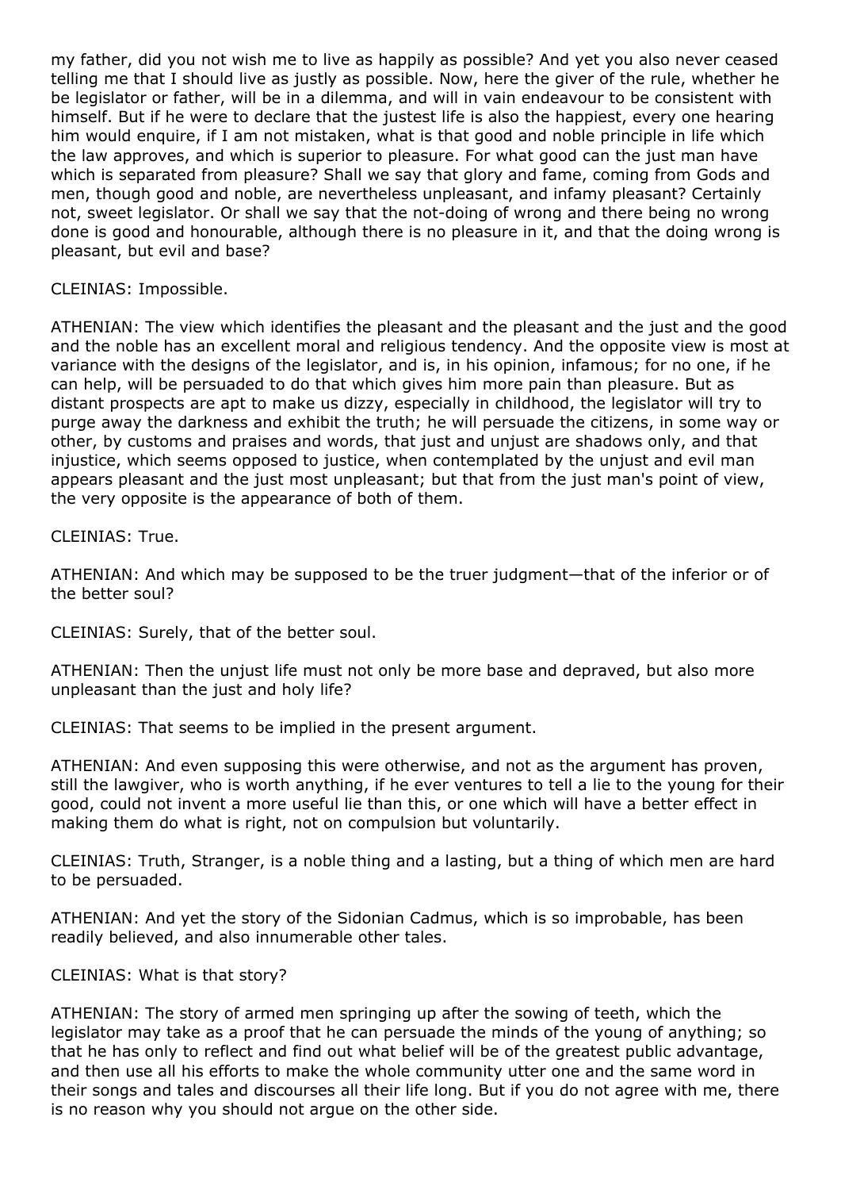my father, did you not wish me to live as happily as possible? And yet you also never ceased telling me that I should live as justly as possible. Now, here the giver of the rule, whether he be legislator or father, will be in a dilemma, and will in vain endeavour to be consistent with himself. But if he were to declare that the justest life is also the happiest, every one hearing him would enquire, if I am not mistaken, what is that good and noble principle in life which the law approves, and which is superior to pleasure. For what good can the just man have which is separated from pleasure? Shall we say that glory and fame, coming from Gods and men, though good and noble, are nevertheless unpleasant, and infamy pleasant? Certainly not, sweet legislator. Or shall we say that the not-doing of wrong and there being no wrong done is good and honourable, although there is no pleasure in it, and that the doing wrong is pleasant, but evil and base?

CLEINIAS: Impossible.

ATHENIAN: The view which identifies the pleasant and the pleasant and the just and the good and the noble has an excellent moral and religious tendency. And the opposite view is most at variance with the designs of the legislator, and is, in his opinion, infamous; for no one, if he can help, will be persuaded to do that which gives him more pain than pleasure. But as distant prospects are apt to make us dizzy, especially in childhood, the legislator will try to purge away the darkness and exhibit the truth; he will persuade the citizens, in some way or other, by customs and praises and words, that just and unjust are shadows only, and that injustice, which seems opposed to justice, when contemplated by the unjust and evil man appears pleasant and the just most unpleasant; but that from the just man's point of view, the very opposite is the appearance of both of them.

CLEINIAS: True.

ATHENIAN: And which may be supposed to be the truer judgment—that of the inferior or of the better soul?

CLEINIAS: Surely, that of the better soul.

ATHENIAN: Then the unjust life must not only be more base and depraved, but also more unpleasant than the just and holy life?

CLEINIAS: That seems to be implied in the present argument.

ATHENIAN: And even supposing this were otherwise, and not as the argument has proven, still the lawgiver, who is worth anything, if he ever ventures to tell a lie to the young for their good, could not invent a more useful lie than this, or one which will have a better effect in making them do what is right, not on compulsion but voluntarily.

CLEINIAS: Truth, Stranger, is a noble thing and a lasting, but a thing of which men are hard to be persuaded.

ATHENIAN: And yet the story of the Sidonian Cadmus, which is so improbable, has been readily believed, and also innumerable other tales.

CLEINIAS: What is that story?

ATHENIAN: The story of armed men springing up after the sowing of teeth, which the legislator may take as a proof that he can persuade the minds of the young of anything; so that he has only to reflect and find out what belief will be of the greatest public advantage, and then use all his efforts to make the whole community utter one and the same word in their songs and tales and discourses all their life long. But if you do not agree with me, there is no reason why you should not argue on the other side.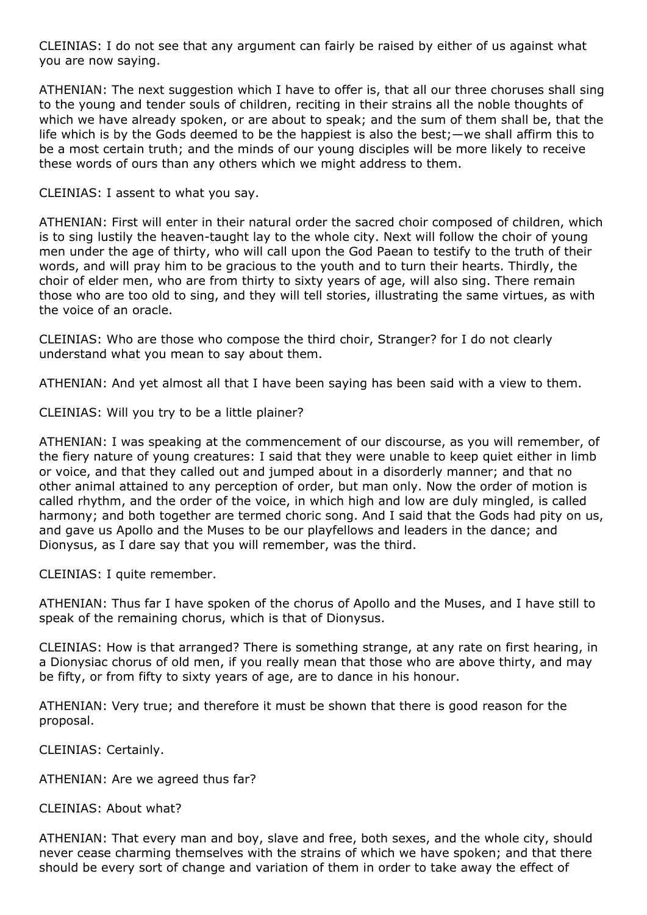CLEINIAS: I do not see that any argument can fairly be raised by either of us against what you are now saying.

ATHENIAN: The next suggestion which I have to offer is, that all our three choruses shall sing to the young and tender souls of children, reciting in their strains all the noble thoughts of which we have already spoken, or are about to speak; and the sum of them shall be, that the life which is by the Gods deemed to be the happiest is also the best;—we shall affirm this to be a most certain truth; and the minds of our young disciples will be more likely to receive these words of ours than any others which we might address to them.

CLEINIAS: I assent to what you say.

ATHENIAN: First will enter in their natural order the sacred choir composed of children, which is to sing lustily the heaven-taught lay to the whole city. Next will follow the choir of young men under the age of thirty, who will call upon the God Paean to testify to the truth of their words, and will pray him to be gracious to the youth and to turn their hearts. Thirdly, the choir of elder men, who are from thirty to sixty years of age, will also sing. There remain those who are too old to sing, and they will tell stories, illustrating the same virtues, as with the voice of an oracle.

CLEINIAS: Who are those who compose the third choir, Stranger? for I do not clearly understand what you mean to say about them.

ATHENIAN: And yet almost all that I have been saying has been said with a view to them.

CLEINIAS: Will you try to be a little plainer?

ATHENIAN: I was speaking at the commencement of our discourse, as you will remember, of the fiery nature of young creatures: I said that they were unable to keep quiet either in limb or voice, and that they called out and jumped about in a disorderly manner; and that no other animal attained to any perception of order, but man only. Now the order of motion is called rhythm, and the order of the voice, in which high and low are duly mingled, is called harmony; and both together are termed choric song. And I said that the Gods had pity on us, and gave us Apollo and the Muses to be our playfellows and leaders in the dance; and Dionysus, as I dare say that you will remember, was the third.

CLEINIAS: I quite remember.

ATHENIAN: Thus far I have spoken of the chorus of Apollo and the Muses, and I have still to speak of the remaining chorus, which is that of Dionysus.

CLEINIAS: How is that arranged? There is something strange, at any rate on first hearing, in a Dionysiac chorus of old men, if you really mean that those who are above thirty, and may be fifty, or from fifty to sixty years of age, are to dance in his honour.

ATHENIAN: Very true; and therefore it must be shown that there is good reason for the proposal.

CLEINIAS: Certainly.

ATHENIAN: Are we agreed thus far?

CLEINIAS: About what?

ATHENIAN: That every man and boy, slave and free, both sexes, and the whole city, should never cease charming themselves with the strains of which we have spoken; and that there should be every sort of change and variation of them in order to take away the effect of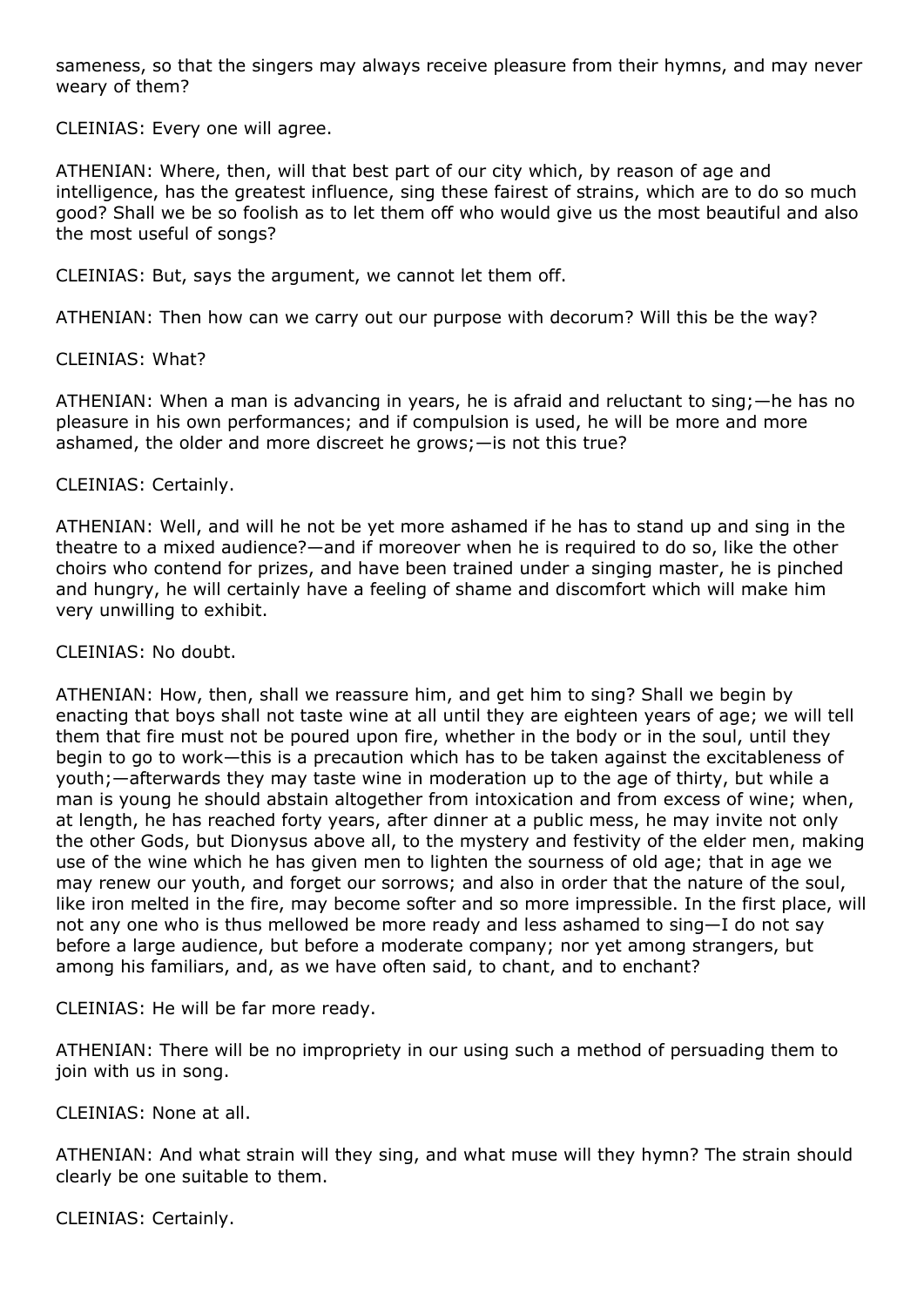sameness, so that the singers may always receive pleasure from their hymns, and may never weary of them?

CLEINIAS: Every one will agree.

ATHENIAN: Where, then, will that best part of our city which, by reason of age and intelligence, has the greatest influence, sing these fairest of strains, which are to do so much good? Shall we be so foolish as to let them off who would give us the most beautiful and also the most useful of songs?

CLEINIAS: But, says the argument, we cannot let them off.

ATHENIAN: Then how can we carry out our purpose with decorum? Will this be the way?

CLEINIAS: What?

ATHENIAN: When a man is advancing in years, he is afraid and reluctant to sing;—he has no pleasure in his own performances; and if compulsion is used, he will be more and more ashamed, the older and more discreet he grows;—is not this true?

CLEINIAS: Certainly.

ATHENIAN: Well, and will he not be yet more ashamed if he has to stand up and sing in the theatre to a mixed audience?—and if moreover when he is required to do so, like the other choirs who contend for prizes, and have been trained under a singing master, he is pinched and hungry, he will certainly have a feeling of shame and discomfort which will make him very unwilling to exhibit.

CLEINIAS: No doubt.

ATHENIAN: How, then, shall we reassure him, and get him to sing? Shall we begin by enacting that boys shall not taste wine at all until they are eighteen years of age; we will tell them that fire must not be poured upon fire, whether in the body or in the soul, until they begin to go to work—this is a precaution which has to be taken against the excitableness of youth;—afterwards they may taste wine in moderation up to the age of thirty, but while a man is young he should abstain altogether from intoxication and from excess of wine; when, at length, he has reached forty years, after dinner at a public mess, he may invite not only the other Gods, but Dionysus above all, to the mystery and festivity of the elder men, making use of the wine which he has given men to lighten the sourness of old age; that in age we may renew our youth, and forget our sorrows; and also in order that the nature of the soul, like iron melted in the fire, may become softer and so more impressible. In the first place, will not any one who is thus mellowed be more ready and less ashamed to sing—I do not say before a large audience, but before a moderate company; nor yet among strangers, but among his familiars, and, as we have often said, to chant, and to enchant?

CLEINIAS: He will be far more ready.

ATHENIAN: There will be no impropriety in our using such a method of persuading them to join with us in song.

CLEINIAS: None at all.

ATHENIAN: And what strain will they sing, and what muse will they hymn? The strain should clearly be one suitable to them.

CLEINIAS: Certainly.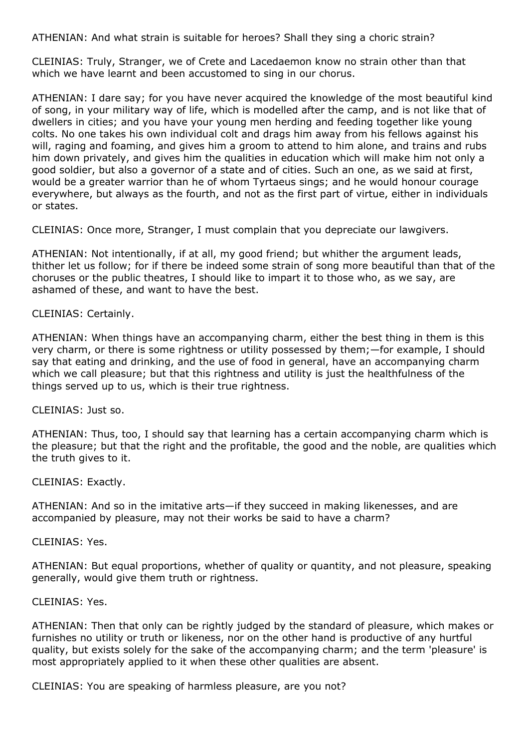ATHENIAN: And what strain is suitable for heroes? Shall they sing a choric strain?

CLEINIAS: Truly, Stranger, we of Crete and Lacedaemon know no strain other than that which we have learnt and been accustomed to sing in our chorus.

ATHENIAN: I dare say; for you have never acquired the knowledge of the most beautiful kind of song, in your military way of life, which is modelled after the camp, and is not like that of dwellers in cities; and you have your young men herding and feeding together like young colts. No one takes his own individual colt and drags him away from his fellows against his will, raging and foaming, and gives him a groom to attend to him alone, and trains and rubs him down privately, and gives him the qualities in education which will make him not only a good soldier, but also a governor of a state and of cities. Such an one, as we said at first, would be a greater warrior than he of whom Tyrtaeus sings; and he would honour courage everywhere, but always as the fourth, and not as the first part of virtue, either in individuals or states.

CLEINIAS: Once more, Stranger, I must complain that you depreciate our lawgivers.

ATHENIAN: Not intentionally, if at all, my good friend; but whither the argument leads, thither let us follow; for if there be indeed some strain of song more beautiful than that of the choruses or the public theatres, I should like to impart it to those who, as we say, are ashamed of these, and want to have the best.

CLEINIAS: Certainly.

ATHENIAN: When things have an accompanying charm, either the best thing in them is this very charm, or there is some rightness or utility possessed by them;—for example, I should say that eating and drinking, and the use of food in general, have an accompanying charm which we call pleasure; but that this rightness and utility is just the healthfulness of the things served up to us, which is their true rightness.

CLEINIAS: Just so.

ATHENIAN: Thus, too, I should say that learning has a certain accompanying charm which is the pleasure; but that the right and the profitable, the good and the noble, are qualities which the truth gives to it.

CLEINIAS: Exactly.

ATHENIAN: And so in the imitative arts—if they succeed in making likenesses, and are accompanied by pleasure, may not their works be said to have a charm?

CLEINIAS: Yes.

ATHENIAN: But equal proportions, whether of quality or quantity, and not pleasure, speaking generally, would give them truth or rightness.

CLEINIAS: Yes.

ATHENIAN: Then that only can be rightly judged by the standard of pleasure, which makes or furnishes no utility or truth or likeness, nor on the other hand is productive of any hurtful quality, but exists solely for the sake of the accompanying charm; and the term 'pleasure' is most appropriately applied to it when these other qualities are absent.

CLEINIAS: You are speaking of harmless pleasure, are you not?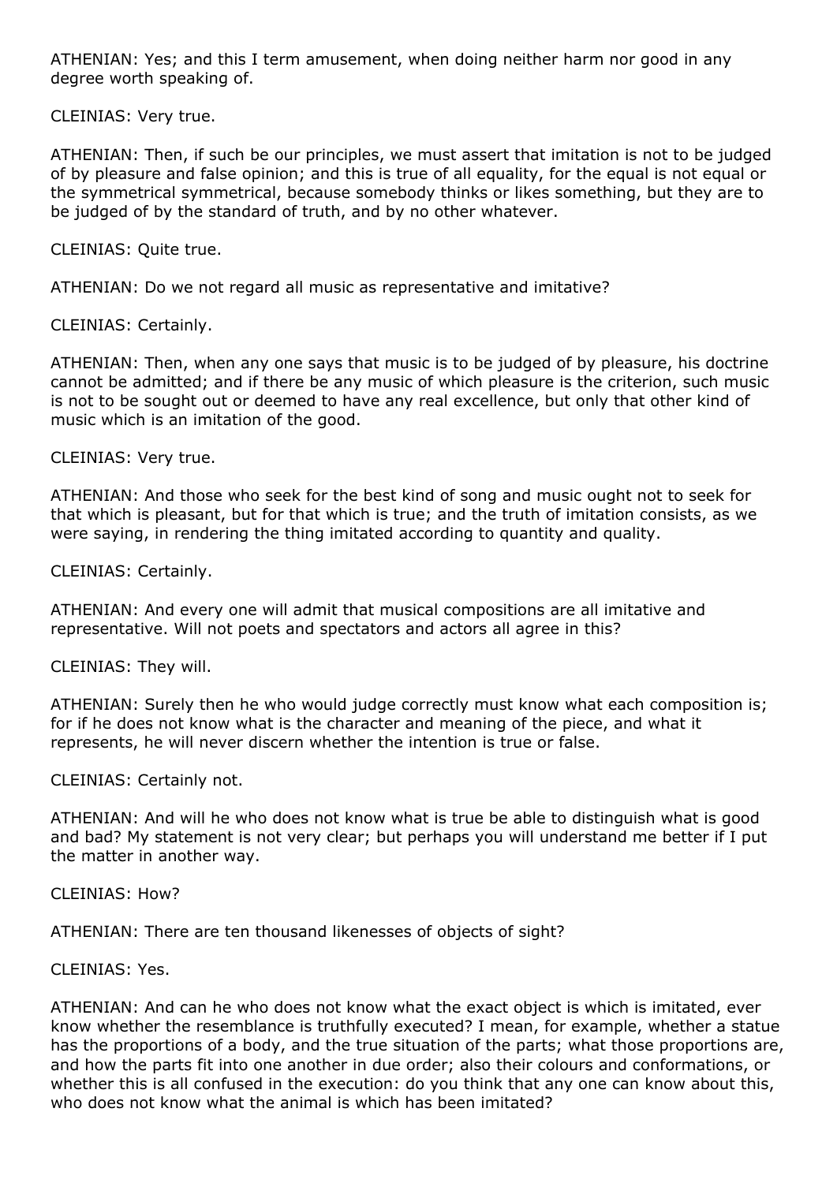ATHENIAN: Yes; and this I term amusement, when doing neither harm nor good in any degree worth speaking of.

CLEINIAS: Very true.

ATHENIAN: Then, if such be our principles, we must assert that imitation is not to be judged of by pleasure and false opinion; and this is true of all equality, for the equal is not equal or the symmetrical symmetrical, because somebody thinks or likes something, but they are to be judged of by the standard of truth, and by no other whatever.

CLEINIAS: Quite true.

ATHENIAN: Do we not regard all music as representative and imitative?

CLEINIAS: Certainly.

ATHENIAN: Then, when any one says that music is to be judged of by pleasure, his doctrine cannot be admitted; and if there be any music of which pleasure is the criterion, such music is not to be sought out or deemed to have any real excellence, but only that other kind of music which is an imitation of the good.

CLEINIAS: Very true.

ATHENIAN: And those who seek for the best kind of song and music ought not to seek for that which is pleasant, but for that which is true; and the truth of imitation consists, as we were saying, in rendering the thing imitated according to quantity and quality.

CLEINIAS: Certainly.

ATHENIAN: And every one will admit that musical compositions are all imitative and representative. Will not poets and spectators and actors all agree in this?

CLEINIAS: They will.

ATHENIAN: Surely then he who would judge correctly must know what each composition is; for if he does not know what is the character and meaning of the piece, and what it represents, he will never discern whether the intention is true or false.

CLEINIAS: Certainly not.

ATHENIAN: And will he who does not know what is true be able to distinguish what is good and bad? My statement is not very clear; but perhaps you will understand me better if I put the matter in another way.

CLEINIAS: How?

ATHENIAN: There are ten thousand likenesses of objects of sight?

CLEINIAS: Yes.

ATHENIAN: And can he who does not know what the exact object is which is imitated, ever know whether the resemblance is truthfully executed? I mean, for example, whether a statue has the proportions of a body, and the true situation of the parts; what those proportions are, and how the parts fit into one another in due order; also their colours and conformations, or whether this is all confused in the execution: do you think that any one can know about this, who does not know what the animal is which has been imitated?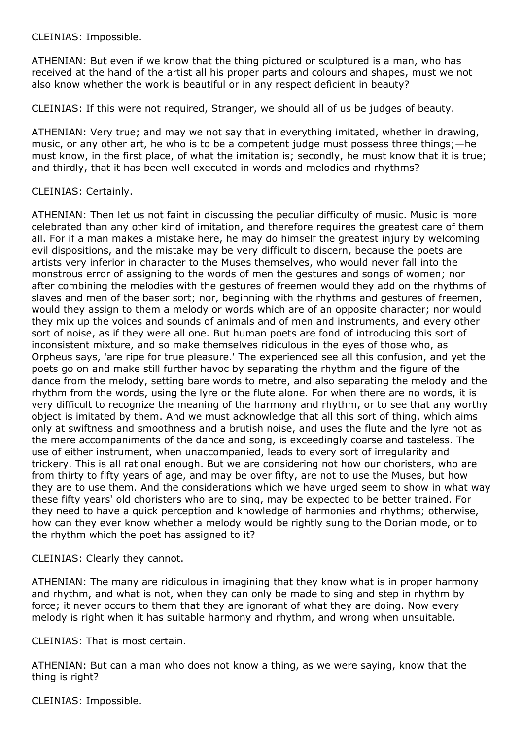CLEINIAS: Impossible.

ATHENIAN: But even if we know that the thing pictured or sculptured is a man, who has received at the hand of the artist all his proper parts and colours and shapes, must we not also know whether the work is beautiful or in any respect deficient in beauty?

CLEINIAS: If this were not required, Stranger, we should all of us be judges of beauty.

ATHENIAN: Very true; and may we not say that in everything imitated, whether in drawing, music, or any other art, he who is to be a competent judge must possess three things;—he must know, in the first place, of what the imitation is; secondly, he must know that it is true; and thirdly, that it has been well executed in words and melodies and rhythms?

CLEINIAS: Certainly.

ATHENIAN: Then let us not faint in discussing the peculiar difficulty of music. Music is more celebrated than any other kind of imitation, and therefore requires the greatest care of them all. For if a man makes a mistake here, he may do himself the greatest injury by welcoming evil dispositions, and the mistake may be very difficult to discern, because the poets are artists very inferior in character to the Muses themselves, who would never fall into the monstrous error of assigning to the words of men the gestures and songs of women; nor after combining the melodies with the gestures of freemen would they add on the rhythms of slaves and men of the baser sort; nor, beginning with the rhythms and gestures of freemen, would they assign to them a melody or words which are of an opposite character; nor would they mix up the voices and sounds of animals and of men and instruments, and every other sort of noise, as if they were all one. But human poets are fond of introducing this sort of inconsistent mixture, and so make themselves ridiculous in the eyes of those who, as Orpheus says, 'are ripe for true pleasure.' The experienced see all this confusion, and yet the poets go on and make still further havoc by separating the rhythm and the figure of the dance from the melody, setting bare words to metre, and also separating the melody and the rhythm from the words, using the lyre or the flute alone. For when there are no words, it is very difficult to recognize the meaning of the harmony and rhythm, or to see that any worthy object is imitated by them. And we must acknowledge that all this sort of thing, which aims only at swiftness and smoothness and a brutish noise, and uses the flute and the lyre not as the mere accompaniments of the dance and song, is exceedingly coarse and tasteless. The use of either instrument, when unaccompanied, leads to every sort of irregularity and trickery. This is all rational enough. But we are considering not how our choristers, who are from thirty to fifty years of age, and may be over fifty, are not to use the Muses, but how they are to use them. And the considerations which we have urged seem to show in what way these fifty years' old choristers who are to sing, may be expected to be better trained. For they need to have a quick perception and knowledge of harmonies and rhythms; otherwise, how can they ever know whether a melody would be rightly sung to the Dorian mode, or to the rhythm which the poet has assigned to it?

CLEINIAS: Clearly they cannot.

ATHENIAN: The many are ridiculous in imagining that they know what is in proper harmony and rhythm, and what is not, when they can only be made to sing and step in rhythm by force; it never occurs to them that they are ignorant of what they are doing. Now every melody is right when it has suitable harmony and rhythm, and wrong when unsuitable.

CLEINIAS: That is most certain.

ATHENIAN: But can a man who does not know a thing, as we were saying, know that the thing is right?

CLEINIAS: Impossible.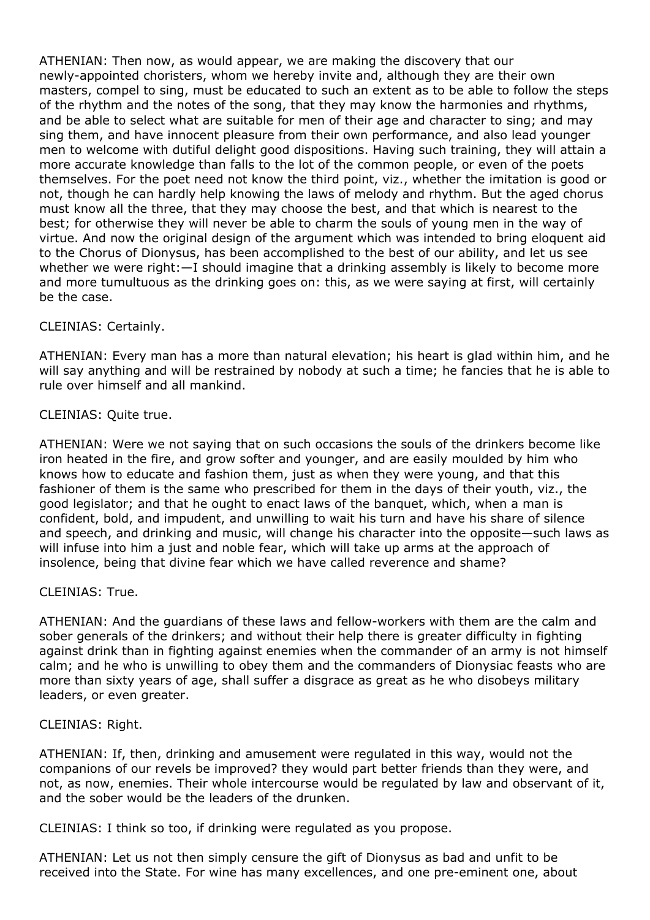ATHENIAN: Then now, as would appear, we are making the discovery that our newly-appointed choristers, whom we hereby invite and, although they are their own masters, compel to sing, must be educated to such an extent as to be able to follow the steps of the rhythm and the notes of the song, that they may know the harmonies and rhythms, and be able to select what are suitable for men of their age and character to sing; and may sing them, and have innocent pleasure from their own performance, and also lead younger men to welcome with dutiful delight good dispositions. Having such training, they will attain a more accurate knowledge than falls to the lot of the common people, or even of the poets themselves. For the poet need not know the third point, viz., whether the imitation is good or not, though he can hardly help knowing the laws of melody and rhythm. But the aged chorus must know all the three, that they may choose the best, and that which is nearest to the best; for otherwise they will never be able to charm the souls of young men in the way of virtue. And now the original design of the argument which was intended to bring eloquent aid to the Chorus of Dionysus, has been accomplished to the best of our ability, and let us see whether we were right:—I should imagine that a drinking assembly is likely to become more and more tumultuous as the drinking goes on: this, as we were saying at first, will certainly be the case.

CLEINIAS: Certainly.

ATHENIAN: Every man has a more than natural elevation; his heart is glad within him, and he will say anything and will be restrained by nobody at such a time; he fancies that he is able to rule over himself and all mankind.

CLEINIAS: Quite true.

ATHENIAN: Were we not saying that on such occasions the souls of the drinkers become like iron heated in the fire, and grow softer and younger, and are easily moulded by him who knows how to educate and fashion them, just as when they were young, and that this fashioner of them is the same who prescribed for them in the days of their youth, viz., the good legislator; and that he ought to enact laws of the banquet, which, when a man is confident, bold, and impudent, and unwilling to wait his turn and have his share of silence and speech, and drinking and music, will change his character into the opposite—such laws as will infuse into him a just and noble fear, which will take up arms at the approach of insolence, being that divine fear which we have called reverence and shame?

CLEINIAS: True.

ATHENIAN: And the guardians of these laws and fellow-workers with them are the calm and sober generals of the drinkers; and without their help there is greater difficulty in fighting against drink than in fighting against enemies when the commander of an army is not himself calm; and he who is unwilling to obey them and the commanders of Dionysiac feasts who are more than sixty years of age, shall suffer a disgrace as great as he who disobeys military leaders, or even greater.

CLEINIAS: Right.

ATHENIAN: If, then, drinking and amusement were regulated in this way, would not the companions of our revels be improved? they would part better friends than they were, and not, as now, enemies. Their whole intercourse would be regulated by law and observant of it, and the sober would be the leaders of the drunken.

CLEINIAS: I think so too, if drinking were regulated as you propose.

ATHENIAN: Let us not then simply censure the gift of Dionysus as bad and unfit to be received into the State. For wine has many excellences, and one pre-eminent one, about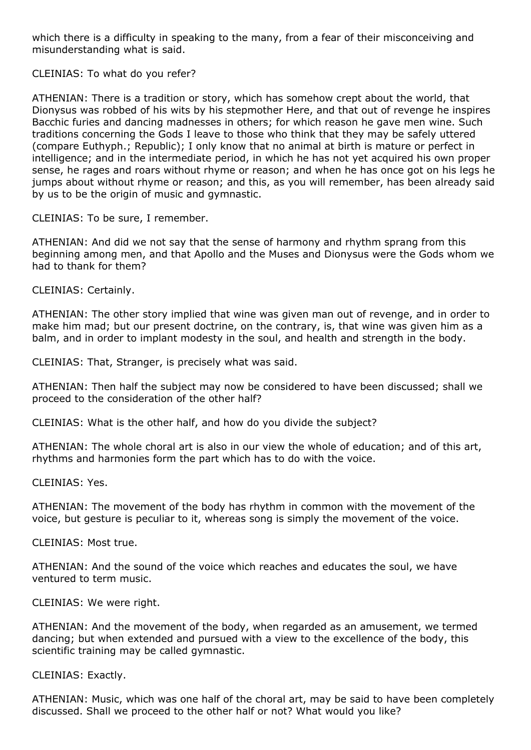which there is a difficulty in speaking to the many, from a fear of their misconceiving and misunderstanding what is said.

CLEINIAS: To what do you refer?

ATHENIAN: There is a tradition or story, which has somehow crept about the world, that Dionysus was robbed of his wits by his stepmother Here, and that out of revenge he inspires Bacchic furies and dancing madnesses in others; for which reason he gave men wine. Such traditions concerning the Gods I leave to those who think that they may be safely uttered (compare Euthyph.; Republic); I only know that no animal at birth is mature or perfect in intelligence; and in the intermediate period, in which he has not yet acquired his own proper sense, he rages and roars without rhyme or reason; and when he has once got on his legs he jumps about without rhyme or reason; and this, as you will remember, has been already said by us to be the origin of music and gymnastic.

CLEINIAS: To be sure, I remember.

ATHENIAN: And did we not say that the sense of harmony and rhythm sprang from this beginning among men, and that Apollo and the Muses and Dionysus were the Gods whom we had to thank for them?

CLEINIAS: Certainly.

ATHENIAN: The other story implied that wine was given man out of revenge, and in order to make him mad; but our present doctrine, on the contrary, is, that wine was given him as a balm, and in order to implant modesty in the soul, and health and strength in the body.

CLEINIAS: That, Stranger, is precisely what was said.

ATHENIAN: Then half the subject may now be considered to have been discussed; shall we proceed to the consideration of the other half?

CLEINIAS: What is the other half, and how do you divide the subject?

ATHENIAN: The whole choral art is also in our view the whole of education; and of this art, rhythms and harmonies form the part which has to do with the voice.

CLEINIAS: Yes.

ATHENIAN: The movement of the body has rhythm in common with the movement of the voice, but gesture is peculiar to it, whereas song is simply the movement of the voice.

CLEINIAS: Most true.

ATHENIAN: And the sound of the voice which reaches and educates the soul, we have ventured to term music.

CLEINIAS: We were right.

ATHENIAN: And the movement of the body, when regarded as an amusement, we termed dancing; but when extended and pursued with a view to the excellence of the body, this scientific training may be called gymnastic.

CLEINIAS: Exactly.

ATHENIAN: Music, which was one half of the choral art, may be said to have been completely discussed. Shall we proceed to the other half or not? What would you like?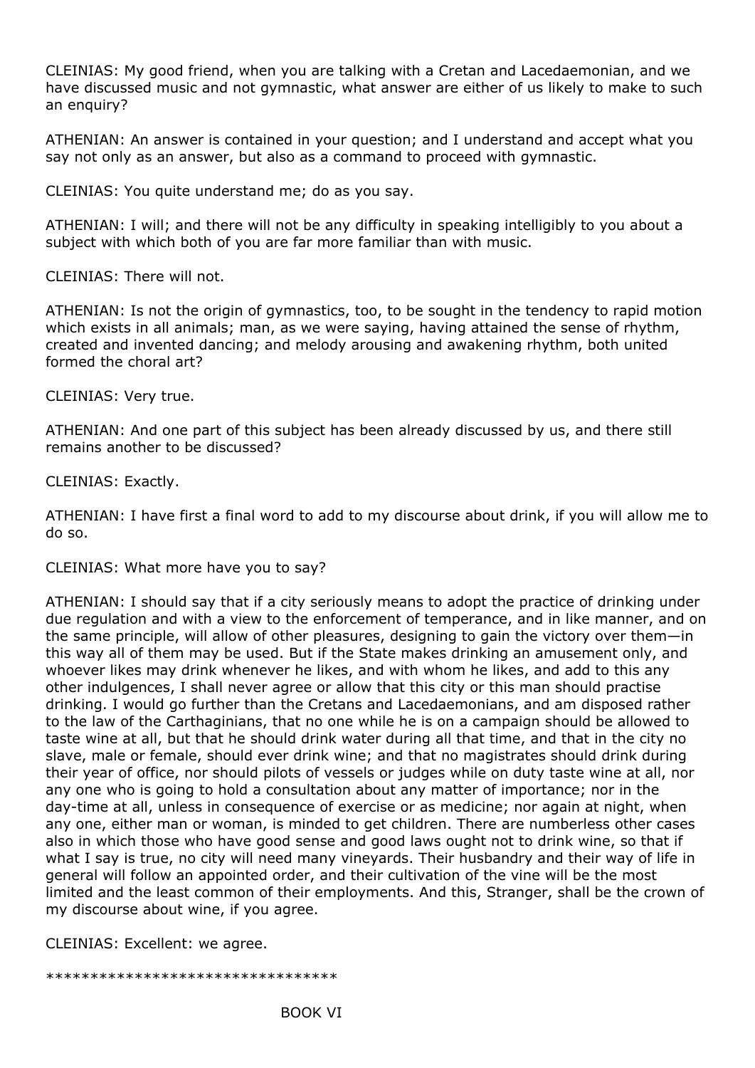CLEINIAS: My good friend, when you are talking with a Cretan and Lacedaemonian, and we have discussed music and not gymnastic, what answer are either of us likely to make to such an enquiry?

ATHENIAN: An answer is contained in your question; and I understand and accept what you say not only as an answer, but also as a command to proceed with gymnastic.

CLEINIAS: You quite understand me; do as you say.

ATHENIAN: I will; and there will not be any difficulty in speaking intelligibly to you about a subject with which both of you are far more familiar than with music.

CLEINIAS: There will not.

ATHENIAN: Is not the origin of gymnastics, too, to be sought in the tendency to rapid motion which exists in all animals; man, as we were saying, having attained the sense of rhythm, created and invented dancing; and melody arousing and awakening rhythm, both united formed the choral art?

CLEINIAS: Very true.

ATHENIAN: And one part of this subject has been already discussed by us, and there still remains another to be discussed?

CLEINIAS: Exactly.

ATHENIAN: I have first a final word to add to my discourse about drink, if you will allow me to do so.

CLEINIAS: What more have you to say?

ATHENIAN: I should say that if a city seriously means to adopt the practice of drinking under due regulation and with a view to the enforcement of temperance, and in like manner, and on the same principle, will allow of other pleasures, designing to gain the victory over them—in this way all of them may be used. But if the State makes drinking an amusement only, and whoever likes may drink whenever he likes, and with whom he likes, and add to this any other indulgences, I shall never agree or allow that this city or this man should practise drinking. I would go further than the Cretans and Lacedaemonians, and am disposed rather to the law of the Carthaginians, that no one while he is on a campaign should be allowed to taste wine at all, but that he should drink water during all that time, and that in the city no slave, male or female, should ever drink wine; and that no magistrates should drink during their year of office, nor should pilots of vessels or judges while on duty taste wine at all, nor any one who is going to hold a consultation about any matter of importance; nor in the day-time at all, unless in consequence of exercise or as medicine; nor again at night, when any one, either man or woman, is minded to get children. There are numberless other cases also in which those who have good sense and good laws ought not to drink wine, so that if what I say is true, no city will need many vineyards. Their husbandry and their way of life in general will follow an appointed order, and their cultivation of the vine will be the most limited and the least common of their employments. And this, Stranger, shall be the crown of my discourse about wine, if you agree.

CLEINIAS: Excellent: we agree.

**********************************

## BOOK VI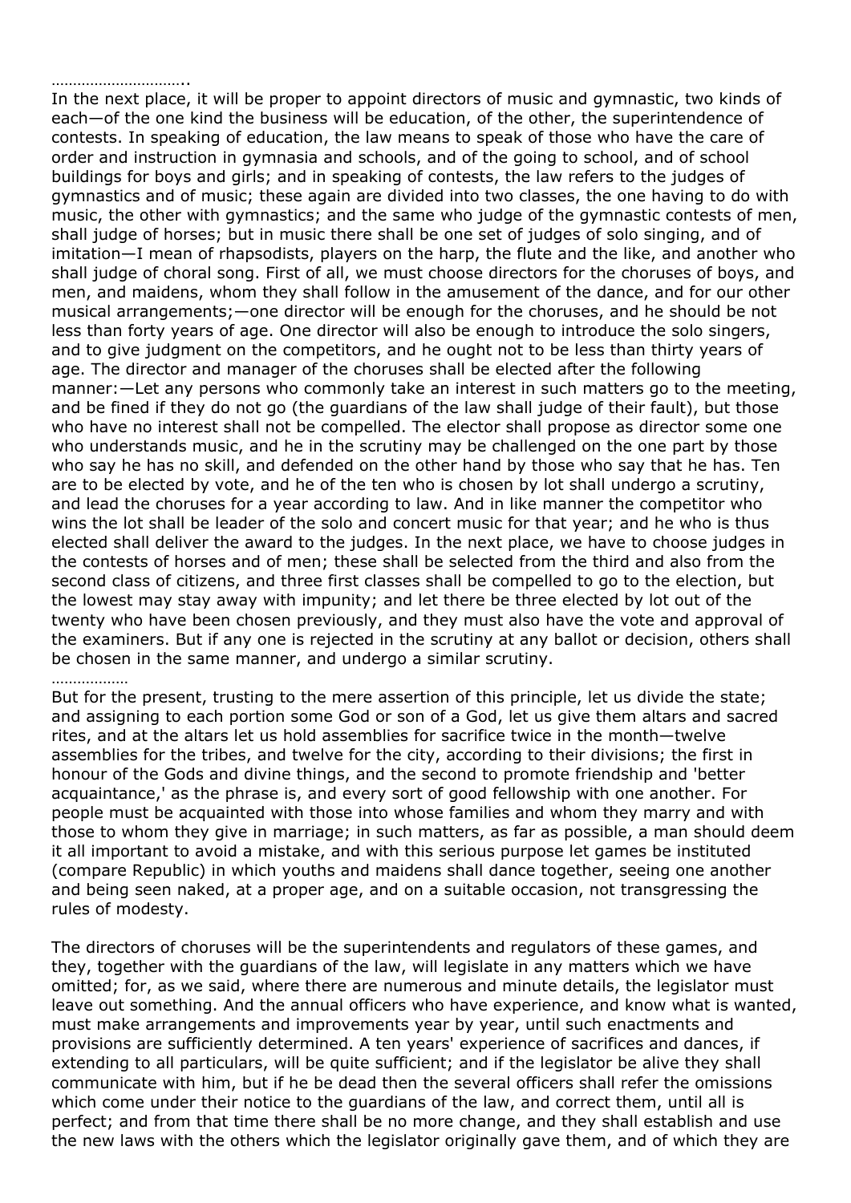…………………………..

In the next place, it will be proper to appoint directors of music and gymnastic, two kinds of each—of the one kind the business will be education, of the other, the superintendence of contests. In speaking of education, the law means to speak of those who have the care of order and instruction in gymnasia and schools, and of the going to school, and of school buildings for boys and girls; and in speaking of contests, the law refers to the judges of gymnastics and of music; these again are divided into two classes, the one having to do with music, the other with gymnastics; and the same who judge of the gymnastic contests of men, shall judge of horses; but in music there shall be one set of judges of solo singing, and of imitation—I mean of rhapsodists, players on the harp, the flute and the like, and another who shall judge of choral song. First of all, we must choose directors for the choruses of boys, and men, and maidens, whom they shall follow in the amusement of the dance, and for our other musical arrangements;—one director will be enough for the choruses, and he should be not less than forty years of age. One director will also be enough to introduce the solo singers, and to give judgment on the competitors, and he ought not to be less than thirty years of age. The director and manager of the choruses shall be elected after the following manner:—Let any persons who commonly take an interest in such matters go to the meeting, and be fined if they do not go (the guardians of the law shall judge of their fault), but those who have no interest shall not be compelled. The elector shall propose as director some one who understands music, and he in the scrutiny may be challenged on the one part by those who say he has no skill, and defended on the other hand by those who say that he has. Ten are to be elected by vote, and he of the ten who is chosen by lot shall undergo a scrutiny, and lead the choruses for a year according to law. And in like manner the competitor who wins the lot shall be leader of the solo and concert music for that year; and he who is thus elected shall deliver the award to the judges. In the next place, we have to choose judges in the contests of horses and of men; these shall be selected from the third and also from the second class of citizens, and three first classes shall be compelled to go to the election, but the lowest may stay away with impunity; and let there be three elected by lot out of the twenty who have been chosen previously, and they must also have the vote and approval of the examiners. But if any one is rejected in the scrutiny at any ballot or decision, others shall be chosen in the same manner, and undergo a similar scrutiny.

………………

But for the present, trusting to the mere assertion of this principle, let us divide the state; and assigning to each portion some God or son of a God, let us give them altars and sacred rites, and at the altars let us hold assemblies for sacrifice twice in the month—twelve assemblies for the tribes, and twelve for the city, according to their divisions; the first in honour of the Gods and divine things, and the second to promote friendship and 'better acquaintance,' as the phrase is, and every sort of good fellowship with one another. For people must be acquainted with those into whose families and whom they marry and with those to whom they give in marriage; in such matters, as far as possible, a man should deem it all important to avoid a mistake, and with this serious purpose let games be instituted (compare Republic) in which youths and maidens shall dance together, seeing one another and being seen naked, at a proper age, and on a suitable occasion, not transgressing the rules of modesty.

The directors of choruses will be the superintendents and regulators of these games, and they, together with the guardians of the law, will legislate in any matters which we have omitted; for, as we said, where there are numerous and minute details, the legislator must leave out something. And the annual officers who have experience, and know what is wanted, must make arrangements and improvements year by year, until such enactments and provisions are sufficiently determined. A ten years' experience of sacrifices and dances, if extending to all particulars, will be quite sufficient; and if the legislator be alive they shall communicate with him, but if he be dead then the several officers shall refer the omissions which come under their notice to the guardians of the law, and correct them, until all is perfect; and from that time there shall be no more change, and they shall establish and use the new laws with the others which the legislator originally gave them, and of which they are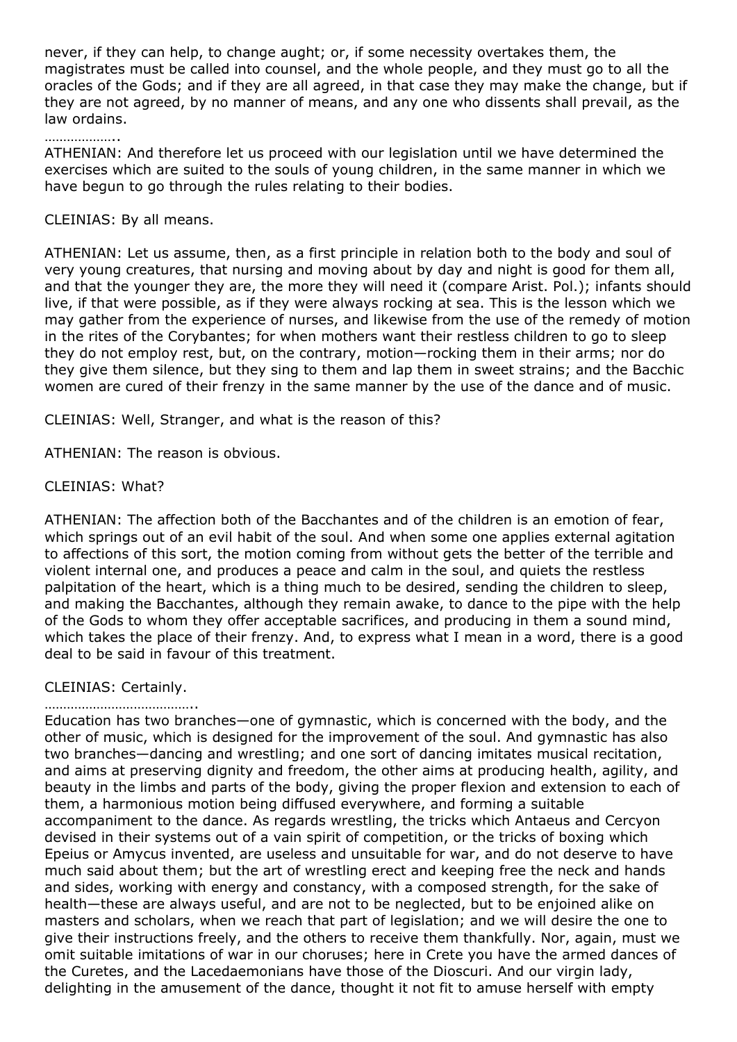never, if they can help, to change aught; or, if some necessity overtakes them, the magistrates must be called into counsel, and the whole people, and they must go to all the oracles of the Gods; and if they are all agreed, in that case they may make the change, but if they are not agreed, by no manner of means, and any one who dissents shall prevail, as the law ordains.

………………..

ATHENIAN: And therefore let us proceed with our legislation until we have determined the exercises which are suited to the souls of young children, in the same manner in which we have begun to go through the rules relating to their bodies.

CLEINIAS: By all means.

ATHENIAN: Let us assume, then, as a first principle in relation both to the body and soul of very young creatures, that nursing and moving about by day and night is good for them all, and that the younger they are, the more they will need it (compare Arist. Pol.); infants should live, if that were possible, as if they were always rocking at sea. This is the lesson which we may gather from the experience of nurses, and likewise from the use of the remedy of motion in the rites of the Corybantes; for when mothers want their restless children to go to sleep they do not employ rest, but, on the contrary, motion—rocking them in their arms; nor do they give them silence, but they sing to them and lap them in sweet strains; and the Bacchic women are cured of their frenzy in the same manner by the use of the dance and of music.

CLEINIAS: Well, Stranger, and what is the reason of this?

ATHENIAN: The reason is obvious.

CLEINIAS: What?

ATHENIAN: The affection both of the Bacchantes and of the children is an emotion of fear, which springs out of an evil habit of the soul. And when some one applies external agitation to affections of this sort, the motion coming from without gets the better of the terrible and violent internal one, and produces a peace and calm in the soul, and quiets the restless palpitation of the heart, which is a thing much to be desired, sending the children to sleep, and making the Bacchantes, although they remain awake, to dance to the pipe with the help of the Gods to whom they offer acceptable sacrifices, and producing in them a sound mind, which takes the place of their frenzy. And, to express what I mean in a word, there is a good deal to be said in favour of this treatment.

CLEINIAS: Certainly.

…………………………………..

Education has two branches—one of gymnastic, which is concerned with the body, and the other of music, which is designed for the improvement of the soul. And gymnastic has also two branches—dancing and wrestling; and one sort of dancing imitates musical recitation, and aims at preserving dignity and freedom, the other aims at producing health, agility, and beauty in the limbs and parts of the body, giving the proper flexion and extension to each of them, a harmonious motion being diffused everywhere, and forming a suitable accompaniment to the dance. As regards wrestling, the tricks which Antaeus and Cercyon devised in their systems out of a vain spirit of competition, or the tricks of boxing which Epeius or Amycus invented, are useless and unsuitable for war, and do not deserve to have much said about them; but the art of wrestling erect and keeping free the neck and hands and sides, working with energy and constancy, with a composed strength, for the sake of health—these are always useful, and are not to be neglected, but to be enjoined alike on masters and scholars, when we reach that part of legislation; and we will desire the one to give their instructions freely, and the others to receive them thankfully. Nor, again, must we omit suitable imitations of war in our choruses; here in Crete you have the armed dances of the Curetes, and the Lacedaemonians have those of the Dioscuri. And our virgin lady, delighting in the amusement of the dance, thought it not fit to amuse herself with empty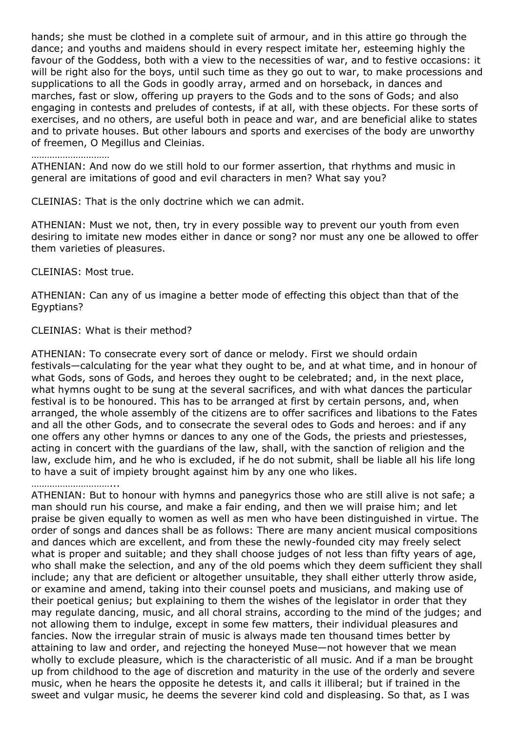hands; she must be clothed in a complete suit of armour, and in this attire go through the dance; and youths and maidens should in every respect imitate her, esteeming highly the favour of the Goddess, both with a view to the necessities of war, and to festive occasions: it will be right also for the boys, until such time as they go out to war, to make processions and supplications to all the Gods in goodly array, armed and on horseback, in dances and marches, fast or slow, offering up prayers to the Gods and to the sons of Gods; and also engaging in contests and preludes of contests, if at all, with these objects. For these sorts of exercises, and no others, are useful both in peace and war, and are beneficial alike to states and to private houses. But other labours and sports and exercises of the body are unworthy of freemen, O Megillus and Cleinias.

…………………………

ATHENIAN: And now do we still hold to our former assertion, that rhythms and music in general are imitations of good and evil characters in men? What say you?

CLEINIAS: That is the only doctrine which we can admit.

ATHENIAN: Must we not, then, try in every possible way to prevent our youth from even desiring to imitate new modes either in dance or song? nor must any one be allowed to offer them varieties of pleasures.

CLEINIAS: Most true.

ATHENIAN: Can any of us imagine a better mode of effecting this object than that of the Egyptians?

CLEINIAS: What is their method?

ATHENIAN: To consecrate every sort of dance or melody. First we should ordain festivals—calculating for the year what they ought to be, and at what time, and in honour of what Gods, sons of Gods, and heroes they ought to be celebrated; and, in the next place, what hymns ought to be sung at the several sacrifices, and with what dances the particular festival is to be honoured. This has to be arranged at first by certain persons, and, when arranged, the whole assembly of the citizens are to offer sacrifices and libations to the Fates and all the other Gods, and to consecrate the several odes to Gods and heroes: and if any one offers any other hymns or dances to any one of the Gods, the priests and priestesses, acting in concert with the guardians of the law, shall, with the sanction of religion and the law, exclude him, and he who is excluded, if he do not submit, shall be liable all his life long to have a suit of impiety brought against him by any one who likes.

…………………………...

ATHENIAN: But to honour with hymns and panegyrics those who are still alive is not safe; a man should run his course, and make a fair ending, and then we will praise him; and let praise be given equally to women as well as men who have been distinguished in virtue. The order of songs and dances shall be as follows: There are many ancient musical compositions and dances which are excellent, and from these the newly-founded city may freely select what is proper and suitable; and they shall choose judges of not less than fifty years of age, who shall make the selection, and any of the old poems which they deem sufficient they shall include; any that are deficient or altogether unsuitable, they shall either utterly throw aside, or examine and amend, taking into their counsel poets and musicians, and making use of their poetical genius; but explaining to them the wishes of the legislator in order that they may regulate dancing, music, and all choral strains, according to the mind of the judges; and not allowing them to indulge, except in some few matters, their individual pleasures and fancies. Now the irregular strain of music is always made ten thousand times better by attaining to law and order, and rejecting the honeyed Muse—not however that we mean wholly to exclude pleasure, which is the characteristic of all music. And if a man be brought up from childhood to the age of discretion and maturity in the use of the orderly and severe music, when he hears the opposite he detests it, and calls it illiberal; but if trained in the sweet and vulgar music, he deems the severer kind cold and displeasing. So that, as I was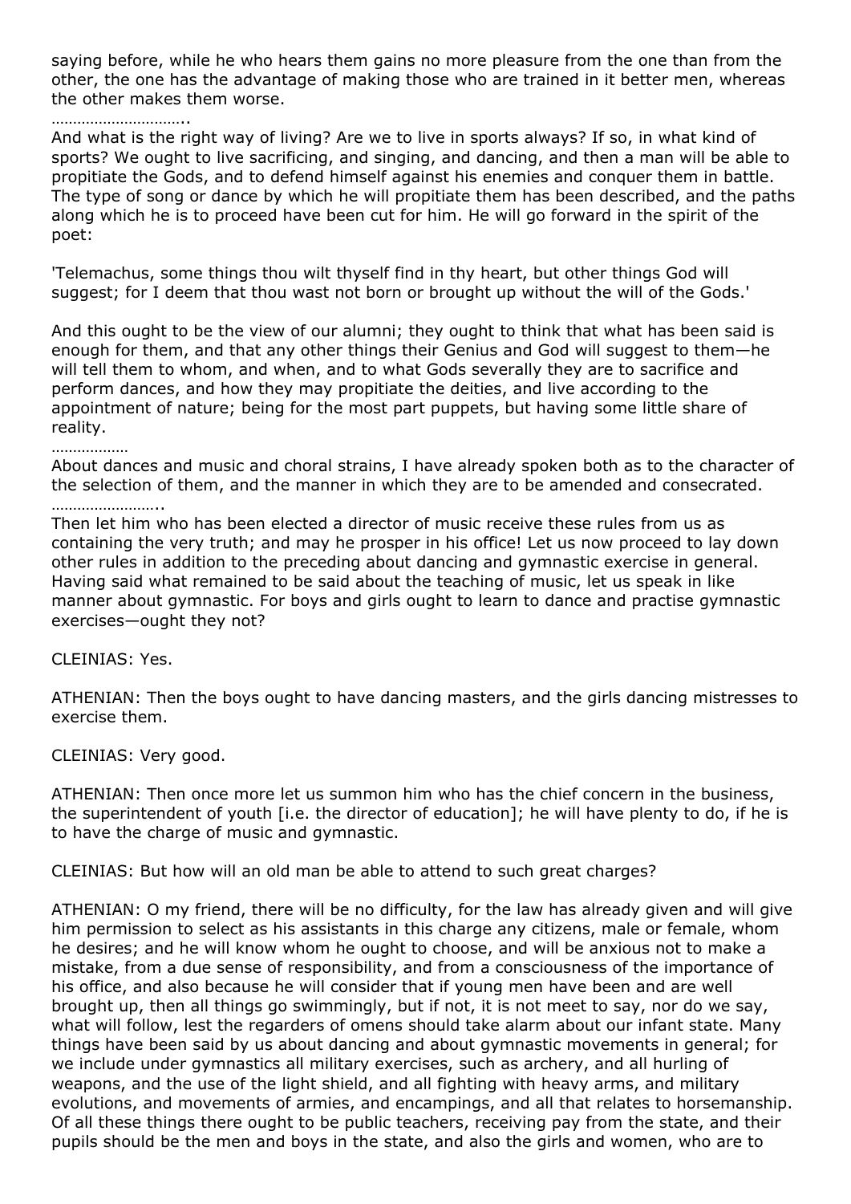saying before, while he who hears them gains no more pleasure from the one than from the other, the one has the advantage of making those who are trained in it better men, whereas the other makes them worse.

…………………………..

And what is the right way of living? Are we to live in sports always? If so, in what kind of sports? We ought to live sacrificing, and singing, and dancing, and then a man will be able to propitiate the Gods, and to defend himself against his enemies and conquer them in battle. The type of song or dance by which he will propitiate them has been described, and the paths along which he is to proceed have been cut for him. He will go forward in the spirit of the poet:

'Telemachus, some things thou wilt thyself find in thy heart, but other things God will suggest; for I deem that thou wast not born or brought up without the will of the Gods.'

And this ought to be the view of our alumni; they ought to think that what has been said is enough for them, and that any other things their Genius and God will suggest to them—he will tell them to whom, and when, and to what Gods severally they are to sacrifice and perform dances, and how they may propitiate the deities, and live according to the appointment of nature; being for the most part puppets, but having some little share of reality.

………………

About dances and music and choral strains, I have already spoken both as to the character of the selection of them, and the manner in which they are to be amended and consecrated.

……………………..

Then let him who has been elected a director of music receive these rules from us as containing the very truth; and may he prosper in his office! Let us now proceed to lay down other rules in addition to the preceding about dancing and gymnastic exercise in general. Having said what remained to be said about the teaching of music, let us speak in like manner about gymnastic. For boys and girls ought to learn to dance and practise gymnastic exercises—ought they not?

CLEINIAS: Yes.

ATHENIAN: Then the boys ought to have dancing masters, and the girls dancing mistresses to exercise them.

CLEINIAS: Very good.

ATHENIAN: Then once more let us summon him who has the chief concern in the business, the superintendent of youth [i.e. the director of education]; he will have plenty to do, if he is to have the charge of music and gymnastic.

CLEINIAS: But how will an old man be able to attend to such great charges?

ATHENIAN: O my friend, there will be no difficulty, for the law has already given and will give him permission to select as his assistants in this charge any citizens, male or female, whom he desires; and he will know whom he ought to choose, and will be anxious not to make a mistake, from a due sense of responsibility, and from a consciousness of the importance of his office, and also because he will consider that if young men have been and are well brought up, then all things go swimmingly, but if not, it is not meet to say, nor do we say, what will follow, lest the regarders of omens should take alarm about our infant state. Many things have been said by us about dancing and about gymnastic movements in general; for we include under gymnastics all military exercises, such as archery, and all hurling of weapons, and the use of the light shield, and all fighting with heavy arms, and military evolutions, and movements of armies, and encampings, and all that relates to horsemanship. Of all these things there ought to be public teachers, receiving pay from the state, and their pupils should be the men and boys in the state, and also the girls and women, who are to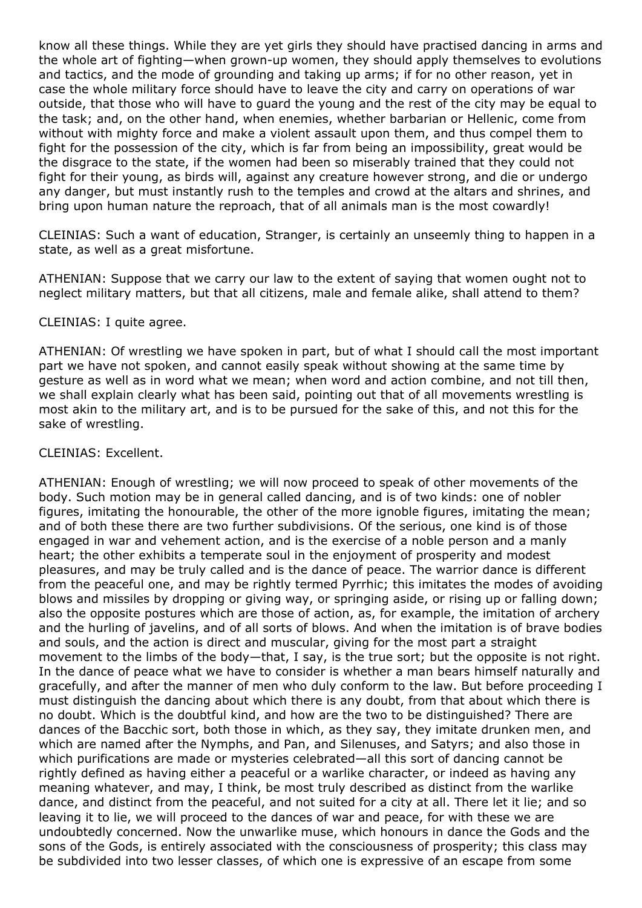know all these things. While they are yet girls they should have practised dancing in arms and the whole art of fighting—when grown-up women, they should apply themselves to evolutions and tactics, and the mode of grounding and taking up arms; if for no other reason, yet in case the whole military force should have to leave the city and carry on operations of war outside, that those who will have to guard the young and the rest of the city may be equal to the task; and, on the other hand, when enemies, whether barbarian or Hellenic, come from without with mighty force and make a violent assault upon them, and thus compel them to fight for the possession of the city, which is far from being an impossibility, great would be the disgrace to the state, if the women had been so miserably trained that they could not fight for their young, as birds will, against any creature however strong, and die or undergo any danger, but must instantly rush to the temples and crowd at the altars and shrines, and bring upon human nature the reproach, that of all animals man is the most cowardly!

CLEINIAS: Such a want of education, Stranger, is certainly an unseemly thing to happen in a state, as well as a great misfortune.

ATHENIAN: Suppose that we carry our law to the extent of saying that women ought not to neglect military matters, but that all citizens, male and female alike, shall attend to them?

CLEINIAS: I quite agree.

ATHENIAN: Of wrestling we have spoken in part, but of what I should call the most important part we have not spoken, and cannot easily speak without showing at the same time by gesture as well as in word what we mean; when word and action combine, and not till then, we shall explain clearly what has been said, pointing out that of all movements wrestling is most akin to the military art, and is to be pursued for the sake of this, and not this for the sake of wrestling.

CLEINIAS: Excellent.

ATHENIAN: Enough of wrestling; we will now proceed to speak of other movements of the body. Such motion may be in general called dancing, and is of two kinds: one of nobler figures, imitating the honourable, the other of the more ignoble figures, imitating the mean; and of both these there are two further subdivisions. Of the serious, one kind is of those engaged in war and vehement action, and is the exercise of a noble person and a manly heart; the other exhibits a temperate soul in the enjoyment of prosperity and modest pleasures, and may be truly called and is the dance of peace. The warrior dance is different from the peaceful one, and may be rightly termed Pyrrhic; this imitates the modes of avoiding blows and missiles by dropping or giving way, or springing aside, or rising up or falling down; also the opposite postures which are those of action, as, for example, the imitation of archery and the hurling of javelins, and of all sorts of blows. And when the imitation is of brave bodies and souls, and the action is direct and muscular, giving for the most part a straight movement to the limbs of the body—that, I say, is the true sort; but the opposite is not right. In the dance of peace what we have to consider is whether a man bears himself naturally and gracefully, and after the manner of men who duly conform to the law. But before proceeding I must distinguish the dancing about which there is any doubt, from that about which there is no doubt. Which is the doubtful kind, and how are the two to be distinguished? There are dances of the Bacchic sort, both those in which, as they say, they imitate drunken men, and which are named after the Nymphs, and Pan, and Silenuses, and Satyrs; and also those in which purifications are made or mysteries celebrated—all this sort of dancing cannot be rightly defined as having either a peaceful or a warlike character, or indeed as having any meaning whatever, and may, I think, be most truly described as distinct from the warlike dance, and distinct from the peaceful, and not suited for a city at all. There let it lie; and so leaving it to lie, we will proceed to the dances of war and peace, for with these we are undoubtedly concerned. Now the unwarlike muse, which honours in dance the Gods and the sons of the Gods, is entirely associated with the consciousness of prosperity; this class may be subdivided into two lesser classes, of which one is expressive of an escape from some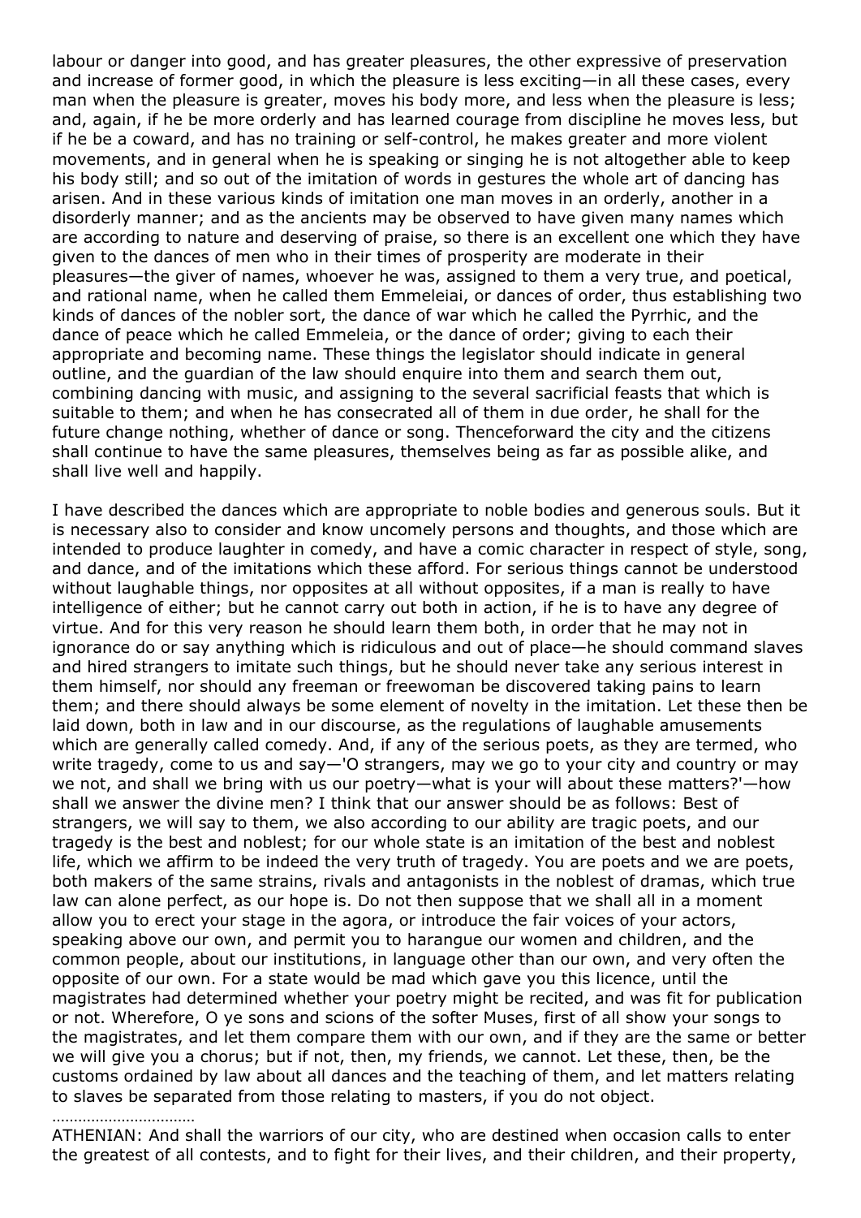labour or danger into good, and has greater pleasures, the other expressive of preservation and increase of former good, in which the pleasure is less exciting—in all these cases, every man when the pleasure is greater, moves his body more, and less when the pleasure is less; and, again, if he be more orderly and has learned courage from discipline he moves less, but if he be a coward, and has no training or self-control, he makes greater and more violent movements, and in general when he is speaking or singing he is not altogether able to keep his body still; and so out of the imitation of words in gestures the whole art of dancing has arisen. And in these various kinds of imitation one man moves in an orderly, another in a disorderly manner; and as the ancients may be observed to have given many names which are according to nature and deserving of praise, so there is an excellent one which they have given to the dances of men who in their times of prosperity are moderate in their pleasures—the giver of names, whoever he was, assigned to them a very true, and poetical, and rational name, when he called them Emmeleiai, or dances of order, thus establishing two kinds of dances of the nobler sort, the dance of war which he called the Pyrrhic, and the dance of peace which he called Emmeleia, or the dance of order; giving to each their appropriate and becoming name. These things the legislator should indicate in general outline, and the guardian of the law should enquire into them and search them out, combining dancing with music, and assigning to the several sacrificial feasts that which is suitable to them; and when he has consecrated all of them in due order, he shall for the future change nothing, whether of dance or song. Thenceforward the city and the citizens shall continue to have the same pleasures, themselves being as far as possible alike, and shall live well and happily.

I have described the dances which are appropriate to noble bodies and generous souls. But it is necessary also to consider and know uncomely persons and thoughts, and those which are intended to produce laughter in comedy, and have a comic character in respect of style, song, and dance, and of the imitations which these afford. For serious things cannot be understood without laughable things, nor opposites at all without opposites, if a man is really to have intelligence of either; but he cannot carry out both in action, if he is to have any degree of virtue. And for this very reason he should learn them both, in order that he may not in ignorance do or say anything which is ridiculous and out of place—he should command slaves and hired strangers to imitate such things, but he should never take any serious interest in them himself, nor should any freeman or freewoman be discovered taking pains to learn them; and there should always be some element of novelty in the imitation. Let these then be laid down, both in law and in our discourse, as the regulations of laughable amusements which are generally called comedy. And, if any of the serious poets, as they are termed, who write tragedy, come to us and say—'O strangers, may we go to your city and country or may we not, and shall we bring with us our poetry—what is your will about these matters?'—how shall we answer the divine men? I think that our answer should be as follows: Best of strangers, we will say to them, we also according to our ability are tragic poets, and our tragedy is the best and noblest; for our whole state is an imitation of the best and noblest life, which we affirm to be indeed the very truth of tragedy. You are poets and we are poets, both makers of the same strains, rivals and antagonists in the noblest of dramas, which true law can alone perfect, as our hope is. Do not then suppose that we shall all in a moment allow you to erect your stage in the agora, or introduce the fair voices of your actors, speaking above our own, and permit you to harangue our women and children, and the common people, about our institutions, in language other than our own, and very often the opposite of our own. For a state would be mad which gave you this licence, until the magistrates had determined whether your poetry might be recited, and was fit for publication or not. Wherefore, O ye sons and scions of the softer Muses, first of all show your songs to the magistrates, and let them compare them with our own, and if they are the same or better we will give you a chorus; but if not, then, my friends, we cannot. Let these, then, be the customs ordained by law about all dances and the teaching of them, and let matters relating to slaves be separated from those relating to masters, if you do not object.

……………………………

ATHENIAN: And shall the warriors of our city, who are destined when occasion calls to enter the greatest of all contests, and to fight for their lives, and their children, and their property,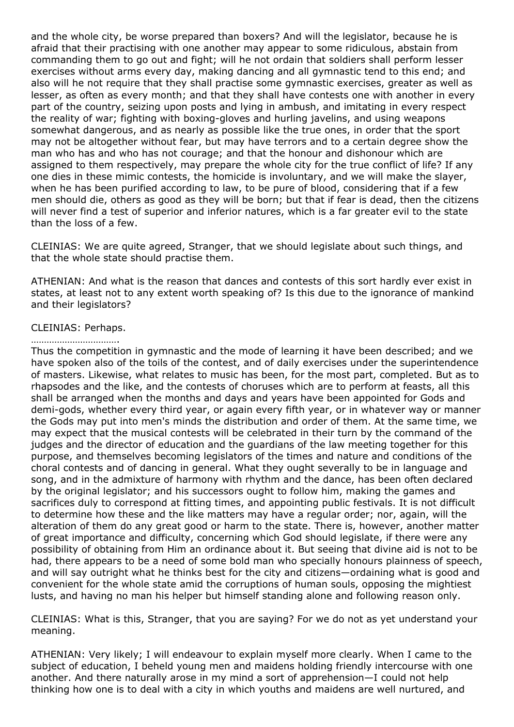and the whole city, be worse prepared than boxers? And will the legislator, because he is afraid that their practising with one another may appear to some ridiculous, abstain from commanding them to go out and fight; will he not ordain that soldiers shall perform lesser exercises without arms every day, making dancing and all gymnastic tend to this end; and also will he not require that they shall practise some gymnastic exercises, greater as well as lesser, as often as every month; and that they shall have contests one with another in every part of the country, seizing upon posts and lying in ambush, and imitating in every respect the reality of war; fighting with boxing-gloves and hurling javelins, and using weapons somewhat dangerous, and as nearly as possible like the true ones, in order that the sport may not be altogether without fear, but may have terrors and to a certain degree show the man who has and who has not courage; and that the honour and dishonour which are assigned to them respectively, may prepare the whole city for the true conflict of life? If any one dies in these mimic contests, the homicide is involuntary, and we will make the slayer, when he has been purified according to law, to be pure of blood, considering that if a few men should die, others as good as they will be born; but that if fear is dead, then the citizens will never find a test of superior and inferior natures, which is a far greater evil to the state than the loss of a few.

CLEINIAS: We are quite agreed, Stranger, that we should legislate about such things, and that the whole state should practise them.

ATHENIAN: And what is the reason that dances and contests of this sort hardly ever exist in states, at least not to any extent worth speaking of? Is this due to the ignorance of mankind and their legislators?

CLEINIAS: Perhaps.

…………………………….

Thus the competition in gymnastic and the mode of learning it have been described; and we have spoken also of the toils of the contest, and of daily exercises under the superintendence of masters. Likewise, what relates to music has been, for the most part, completed. But as to rhapsodes and the like, and the contests of choruses which are to perform at feasts, all this shall be arranged when the months and days and years have been appointed for Gods and demi-gods, whether every third year, or again every fifth year, or in whatever way or manner the Gods may put into men's minds the distribution and order of them. At the same time, we may expect that the musical contests will be celebrated in their turn by the command of the judges and the director of education and the guardians of the law meeting together for this purpose, and themselves becoming legislators of the times and nature and conditions of the choral contests and of dancing in general. What they ought severally to be in language and song, and in the admixture of harmony with rhythm and the dance, has been often declared by the original legislator; and his successors ought to follow him, making the games and sacrifices duly to correspond at fitting times, and appointing public festivals. It is not difficult to determine how these and the like matters may have a regular order; nor, again, will the alteration of them do any great good or harm to the state. There is, however, another matter of great importance and difficulty, concerning which God should legislate, if there were any possibility of obtaining from Him an ordinance about it. But seeing that divine aid is not to be had, there appears to be a need of some bold man who specially honours plainness of speech, and will say outright what he thinks best for the city and citizens—ordaining what is good and convenient for the whole state amid the corruptions of human souls, opposing the mightiest lusts, and having no man his helper but himself standing alone and following reason only.

CLEINIAS: What is this, Stranger, that you are saying? For we do not as yet understand your meaning.

ATHENIAN: Very likely; I will endeavour to explain myself more clearly. When I came to the subject of education, I beheld young men and maidens holding friendly intercourse with one another. And there naturally arose in my mind a sort of apprehension—I could not help thinking how one is to deal with a city in which youths and maidens are well nurtured, and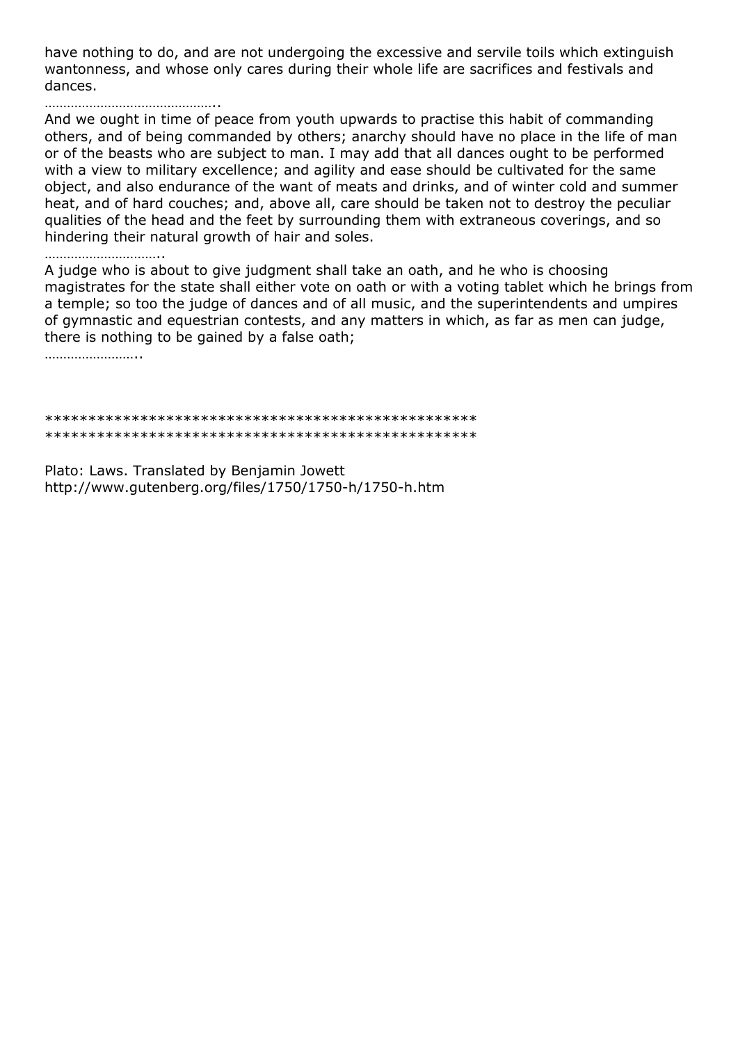have nothing to do, and are not undergoing the excessive and servile toils which extinguish wantonness, and whose only cares during their whole life are sacrifices and festivals and dances.

………………………………………..

And we ought in time of peace from youth upwards to practise this habit of commanding others, and of being commanded by others; anarchy should have no place in the life of man or of the beasts who are subject to man. I may add that all dances ought to be performed with a view to military excellence; and agility and ease should be cultivated for the same object, and also endurance of the want of meats and drinks, and of winter cold and summer heat, and of hard couches; and, above all, care should be taken not to destroy the peculiar qualities of the head and the feet by surrounding them with extraneous coverings, and so hindering their natural growth of hair and soles.

…………………………..

A judge who is about to give judgment shall take an oath, and he who is choosing magistrates for the state shall either vote on oath or with a voting tablet which he brings from a temple; so too the judge of dances and of all music, and the superintendents and umpires of gymnastic and equestrian contests, and any matters in which, as far as men can judge, there is nothing to be gained by a false oath;

……………………..

**************************************************
**************************************************

Plato: Laws. Translated by Benjamin Jowett
http://www.gutenberg.org/files/1750/1750-h/1750-h.htm